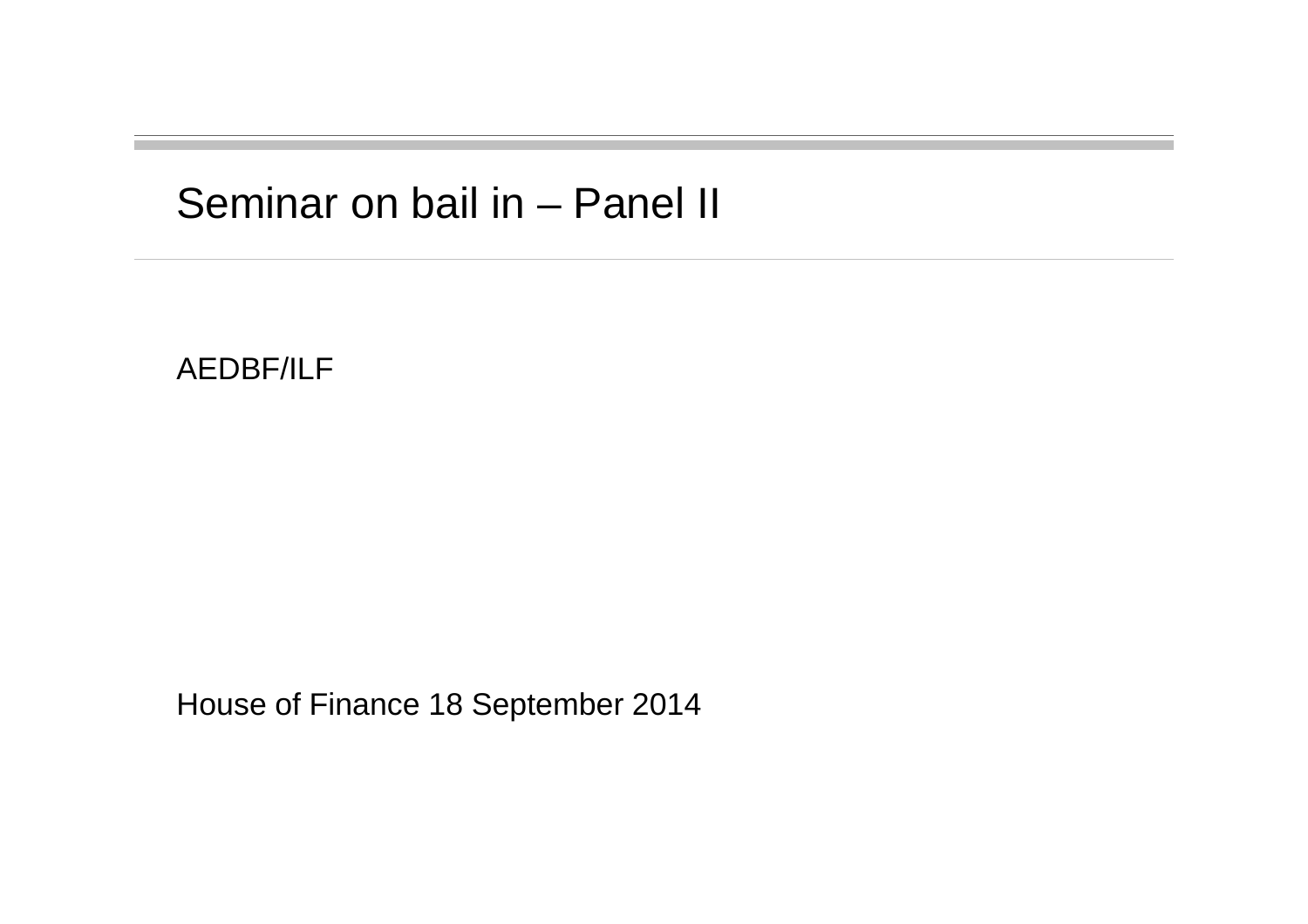# Seminar on bail in – Panel II

AEDBF/ILF

House of Finance 18 September 2014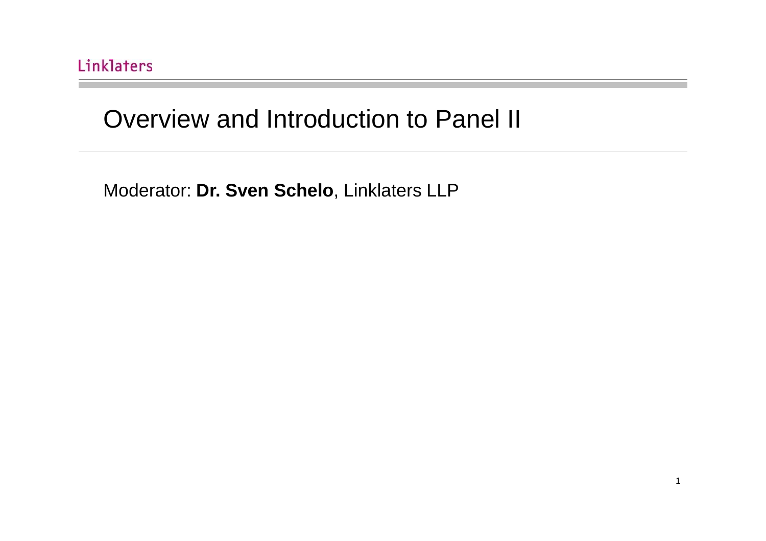Linklaters

# Overview and Introduction to Panel II

Moderator: **Dr. Sven Schelo**, Linklaters LLP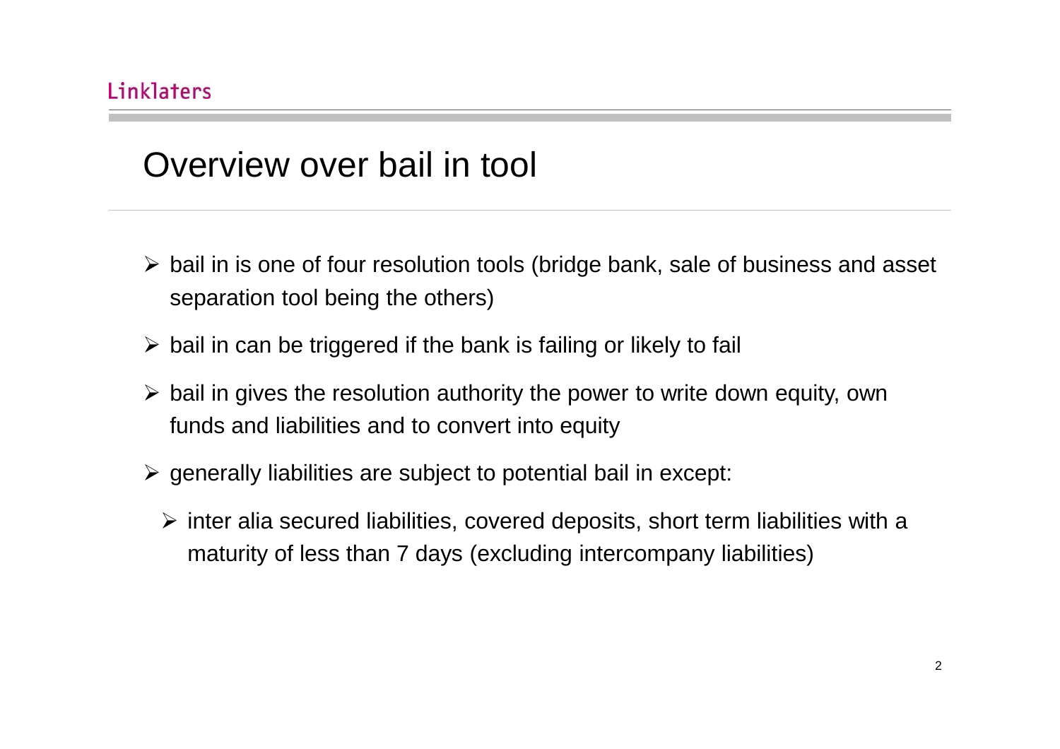# Overview over bail in tool

- bail in is one of four resolution tools (bridge bank, sale of business and asset separation tool being the others)
- bail in can be triggered if the bank is failing or likely to fail
- bail in gives the resolution authority the power to write down equity, own funds and liabilities and to convert into equity
- generally liabilities are subject to potential bail in except:
  - inter alia secured liabilities, covered deposits, short term liabilities with a maturity of less than 7 days (excluding intercompany liabilities)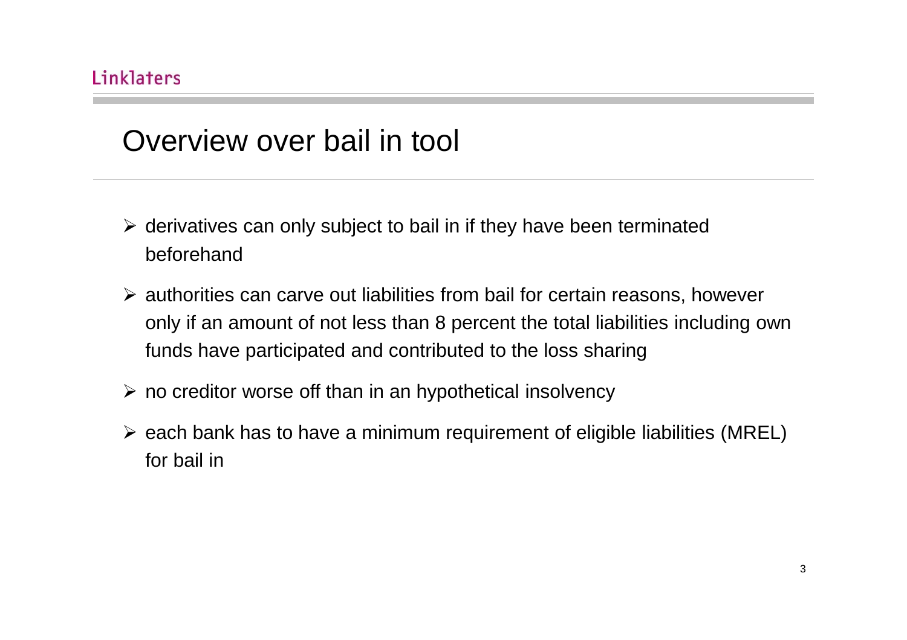# Overview over bail in tool

- derivatives can only subject to bail in if they have been terminated beforehand
- authorities can carve out liabilities from bail for certain reasons, however only if an amount of not less than 8 percent the total liabilities including own funds have participated and contributed to the loss sharing
- no creditor worse off than in an hypothetical insolvency
- each bank has to have a minimum requirement of eligible liabilities (MREL) for bail in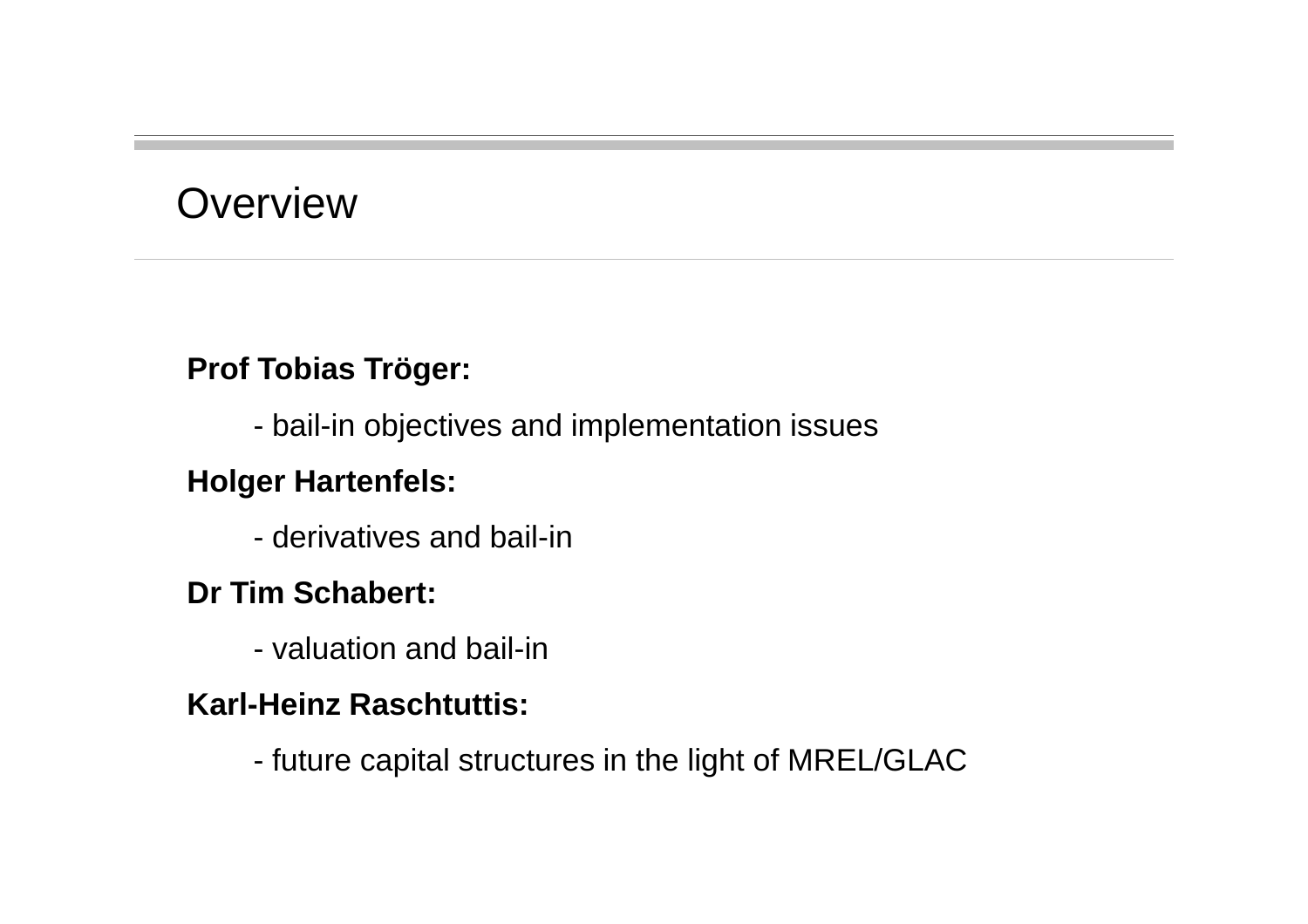# Overview

**Prof Tobias Tröger:**

- bail-in objectives and implementation issues

**Holger Hartenfels:**

- derivatives and bail-in

**Dr Tim Schabert:**

- valuation and bail-in

**Karl-Heinz Raschtuttis:**

- future capital structures in the light of MREL/GLAC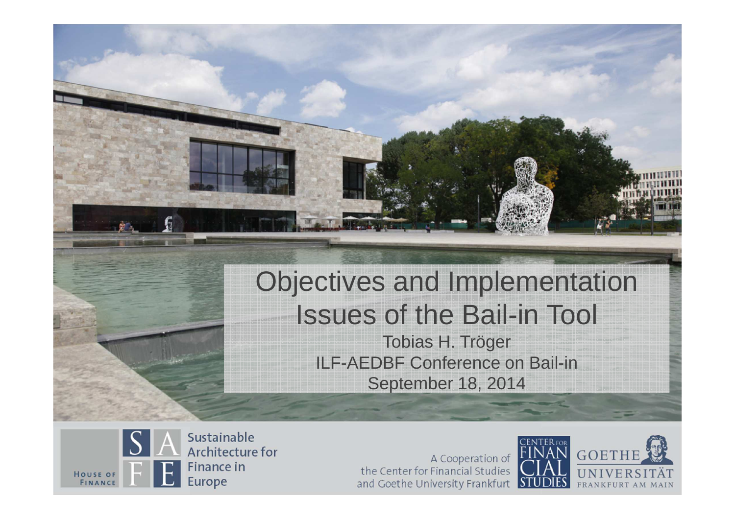# Objectives and Implementation Issues of the Bail-in Tool

Tobias H. Tröger

ILF-AEDBF Conference on Bail-in

September 18, 2014

House of Finance

SAFE – Sustainable Architecture for Finance in Europe

A Cooperation of the Center for Financial Studies and Goethe University Frankfurt

Center for Financial Studies

Goethe Universität Frankfurt am Main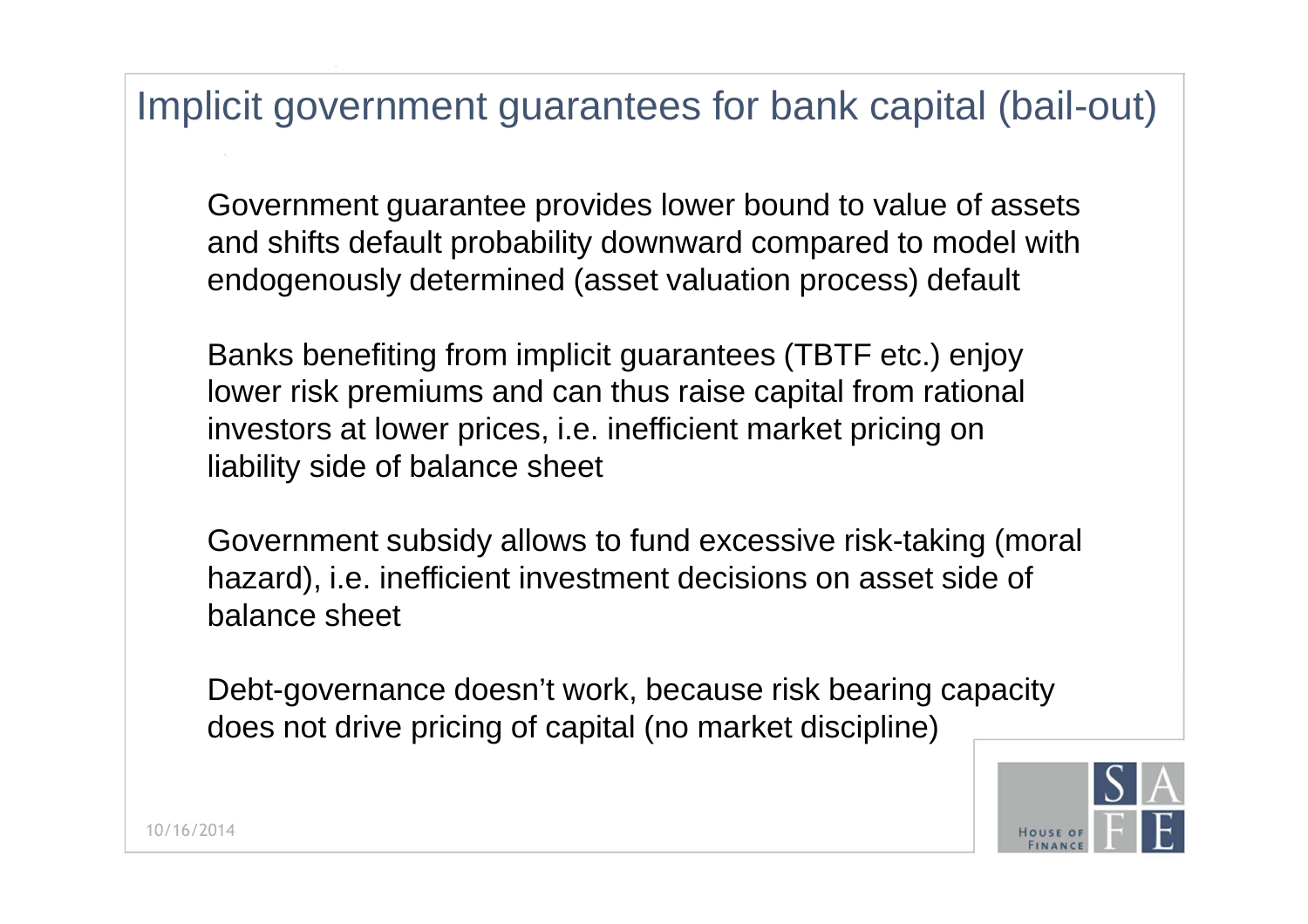# Implicit government guarantees for bank capital (bail-out)

Government guarantee provides lower bound to value of assets and shifts default probability downward compared to model with endogenously determined (asset valuation process) default

Banks benefiting from implicit guarantees (TBTF etc.) enjoy lower risk premiums and can thus raise capital from rational investors at lower prices, i.e. inefficient market pricing on liability side of balance sheet

Government subsidy allows to fund excessive risk-taking (moral hazard), i.e. inefficient investment decisions on asset side of balance sheet

Debt-governance doesn't work, because risk bearing capacity does not drive pricing of capital (no market discipline)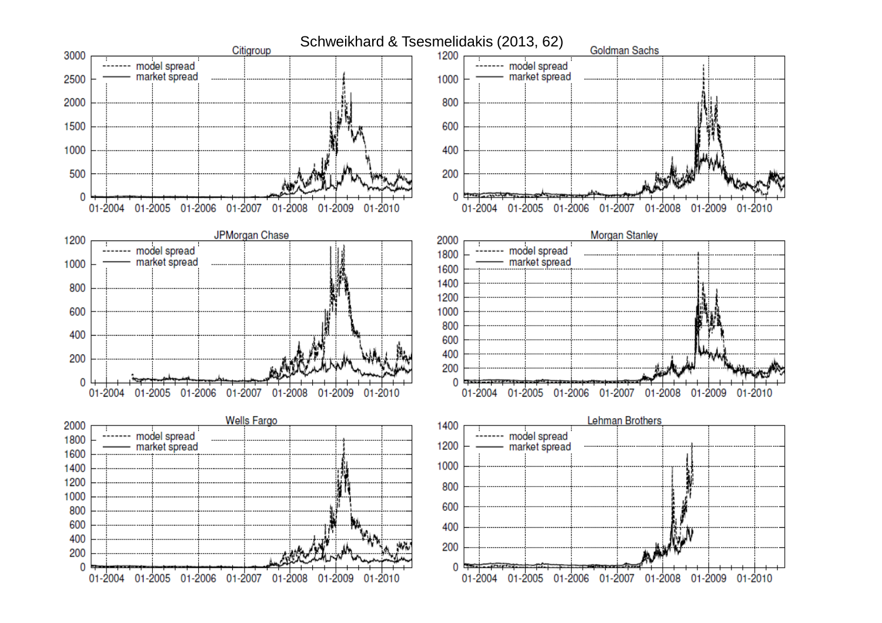Schweikhard & Tsesmelidakis (2013, 62)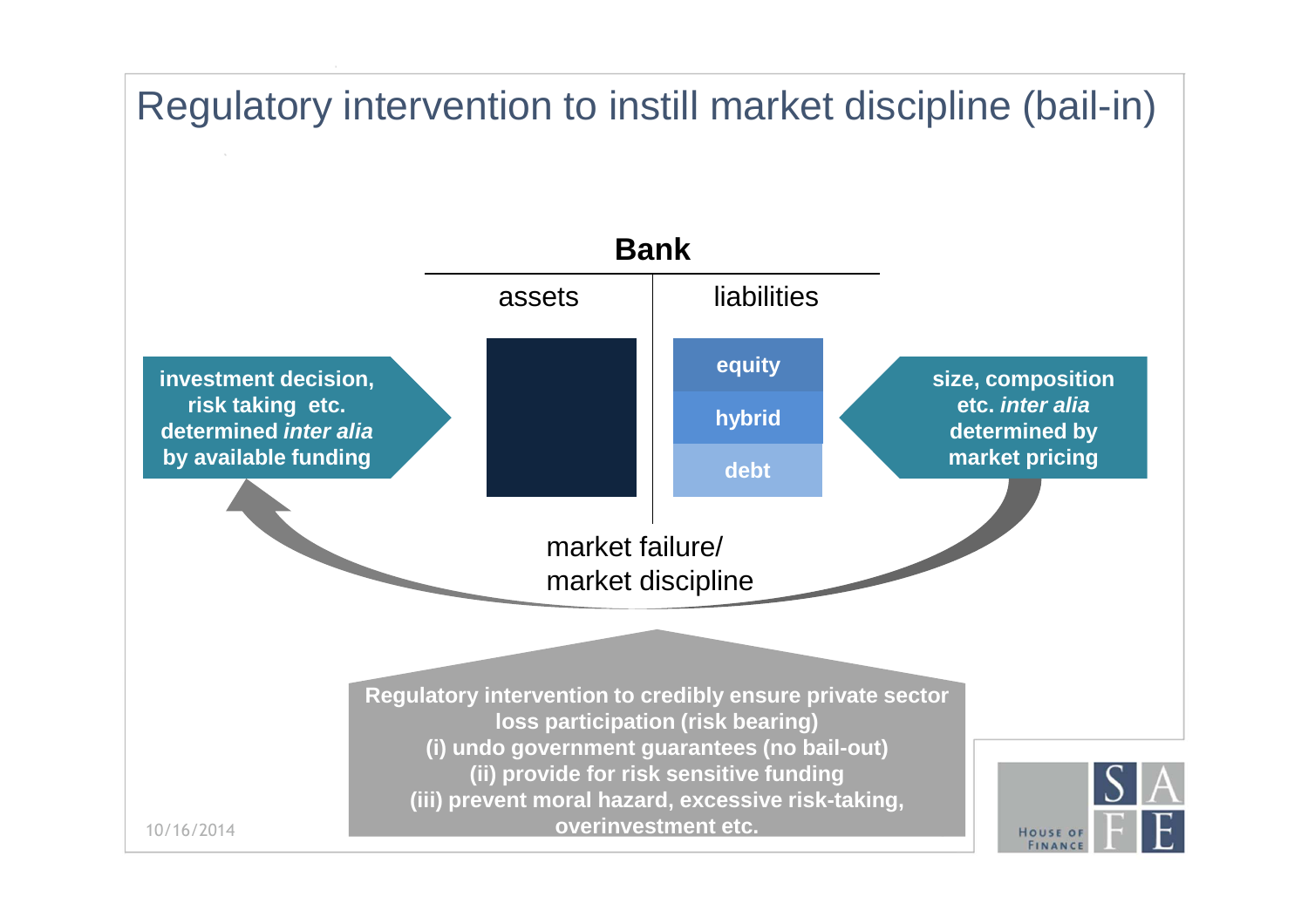# Regulatory intervention to instill market discipline (bail-in)

**Bank**

| assets | liabilities |
| --- | --- |
| | equity |
| | hybrid |
| | debt |

**investment decision, risk taking etc. determined *inter alia* by available funding**

**size, composition etc. *inter alia* determined by market pricing**

market failure/
market discipline

**Regulatory intervention to credibly ensure private sector loss participation (risk bearing)**
**(i) undo government guarantees (no bail-out)**
**(ii) provide for risk sensitive funding**
**(iii) prevent moral hazard, excessive risk-taking, overinvestment etc.**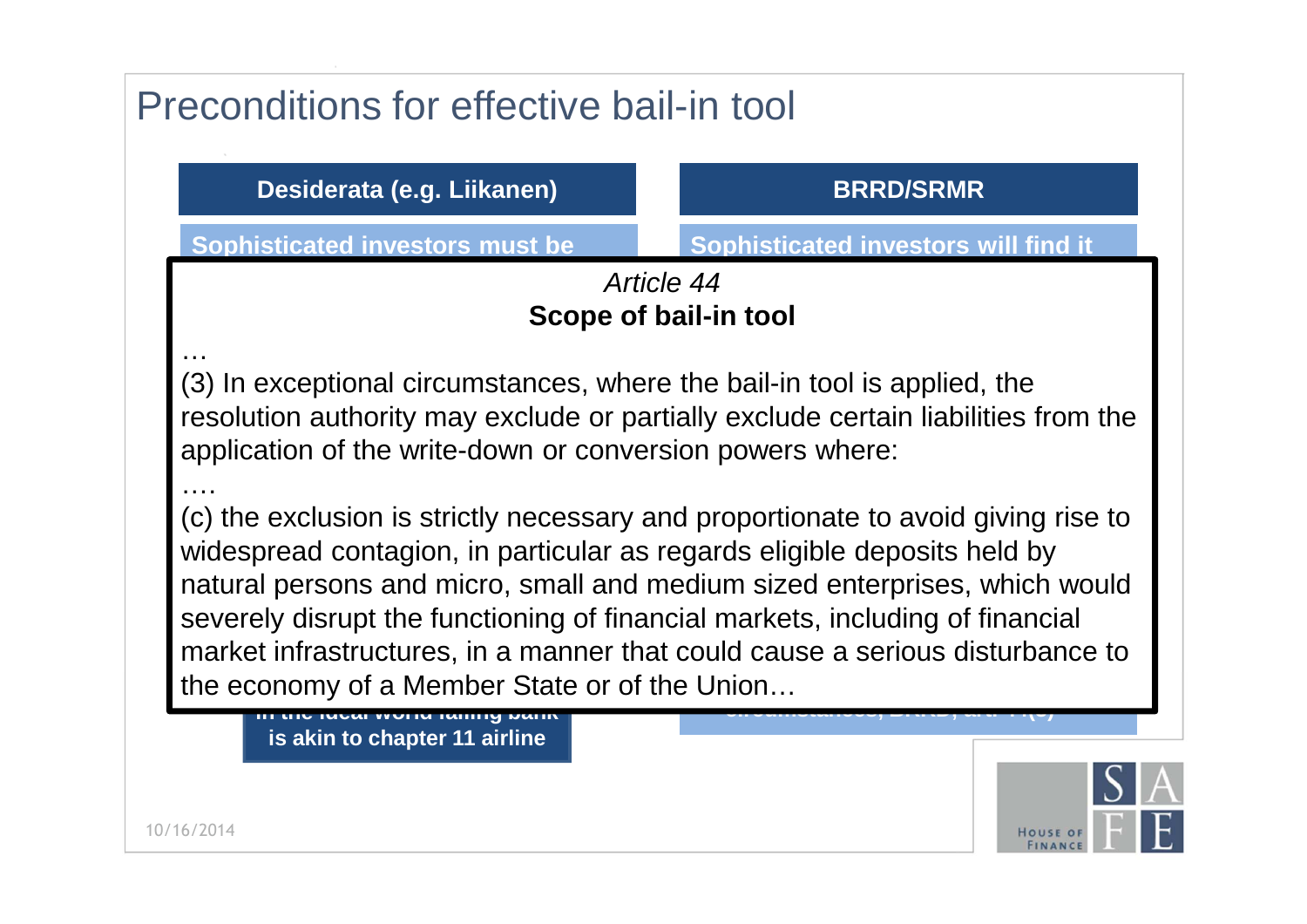# Preconditions for effective bail-in tool

| Desiderata (e.g. Liikanen) | BRRD/SRMR |
| --- | --- |
| Sophisticated investors must be | Sophisticated investors will find it |

*Article 44*

**Scope of bail-in tool**

…

(3) In exceptional circumstances, where the bail-in tool is applied, the resolution authority may exclude or partially exclude certain liabilities from the application of the write-down or conversion powers where:

….

(c) the exclusion is strictly necessary and proportionate to avoid giving rise to widespread contagion, in particular as regards eligible deposits held by natural persons and micro, small and medium sized enterprises, which would severely disrupt the functioning of financial markets, including of financial market infrastructures, in a manner that could cause a serious disturbance to the economy of a Member State or of the Union…

In the ideal world failing bank is akin to chapter 11 airline

10/16/2014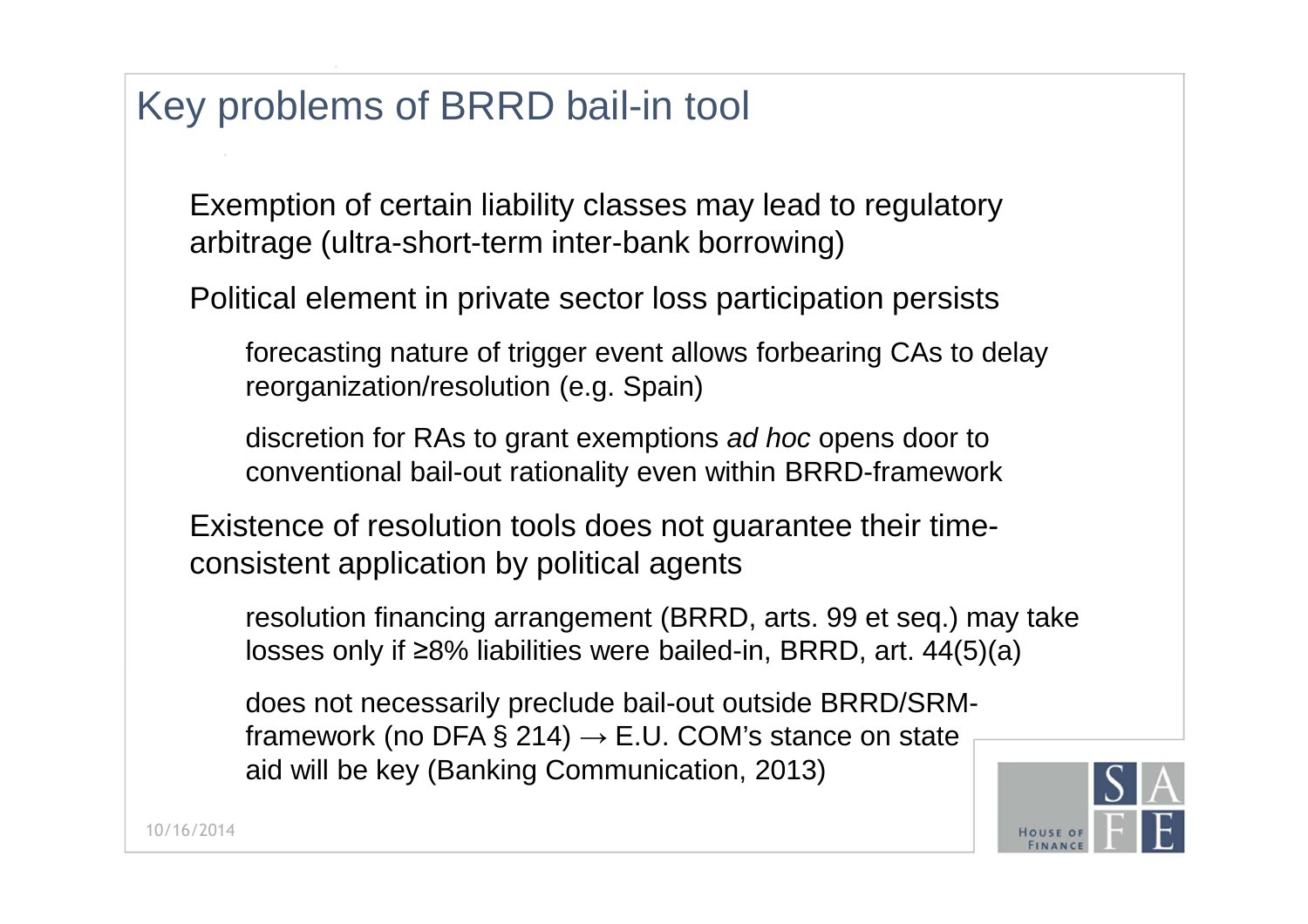# Key problems of BRRD bail-in tool

- Exemption of certain liability classes may lead to regulatory arbitrage (ultra-short-term inter-bank borrowing)
- Political element in private sector loss participation persists
  - forecasting nature of trigger event allows forbearing CAs to delay reorganization/resolution (e.g. Spain)
  - discretion for RAs to grant exemptions *ad hoc* opens door to conventional bail-out rationality even within BRRD-framework
- Existence of resolution tools does not guarantee their time-consistent application by political agents
  - resolution financing arrangement (BRRD, arts. 99 et seq.) may take losses only if ≥8% liabilities were bailed-in, BRRD, art. 44(5)(a)
  - does not necessarily preclude bail-out outside BRRD/SRM-framework (no DFA § 214) → E.U. COM's stance on state aid will be key (Banking Communication, 2013)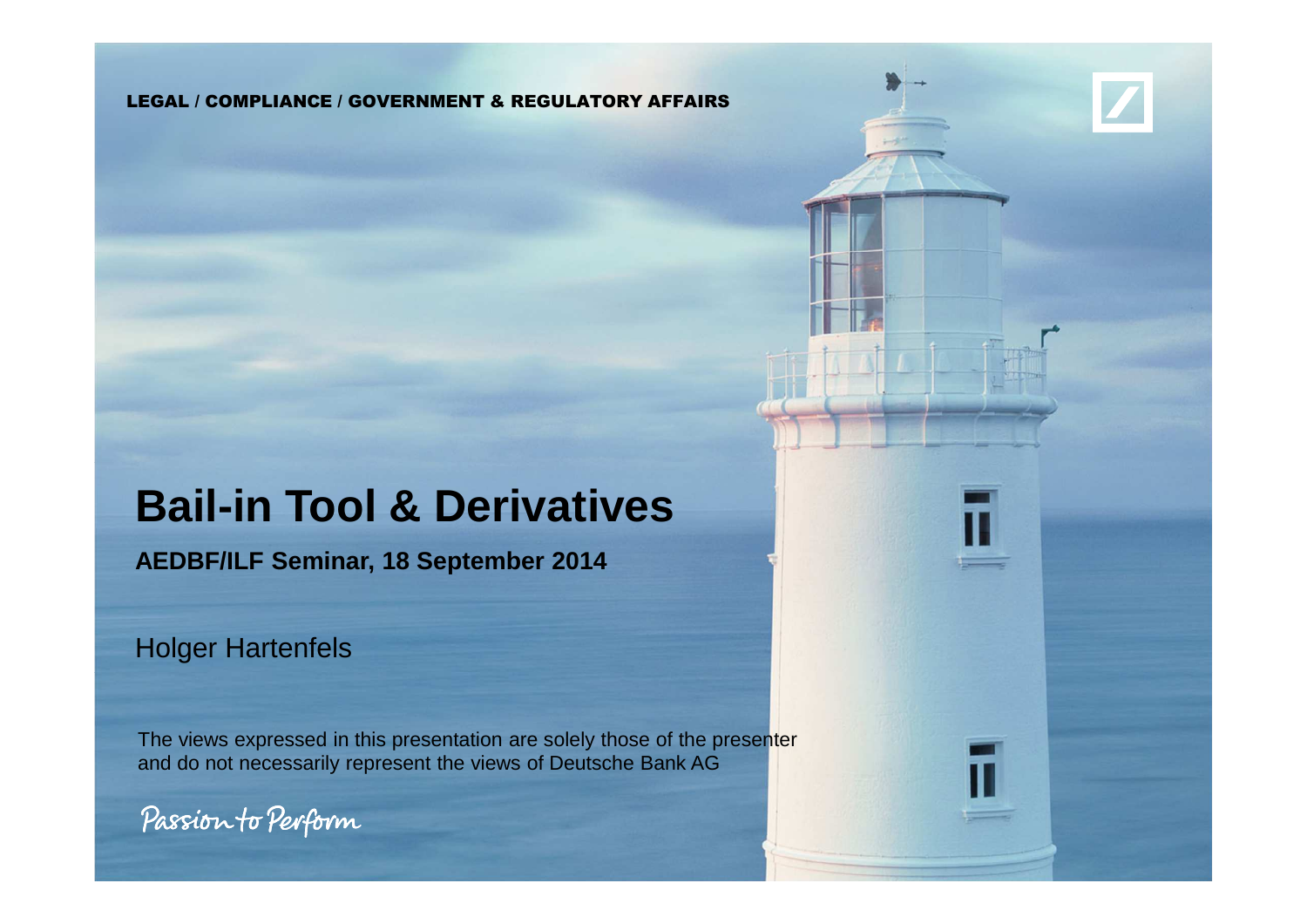LEGAL / COMPLIANCE / GOVERNMENT & REGULATORY AFFAIRS

# Bail-in Tool & Derivatives

**AEDBF/ILF Seminar, 18 September 2014**

Holger Hartenfels

The views expressed in this presentation are solely those of the presenter and do not necessarily represent the views of Deutsche Bank AG

Passion to Perform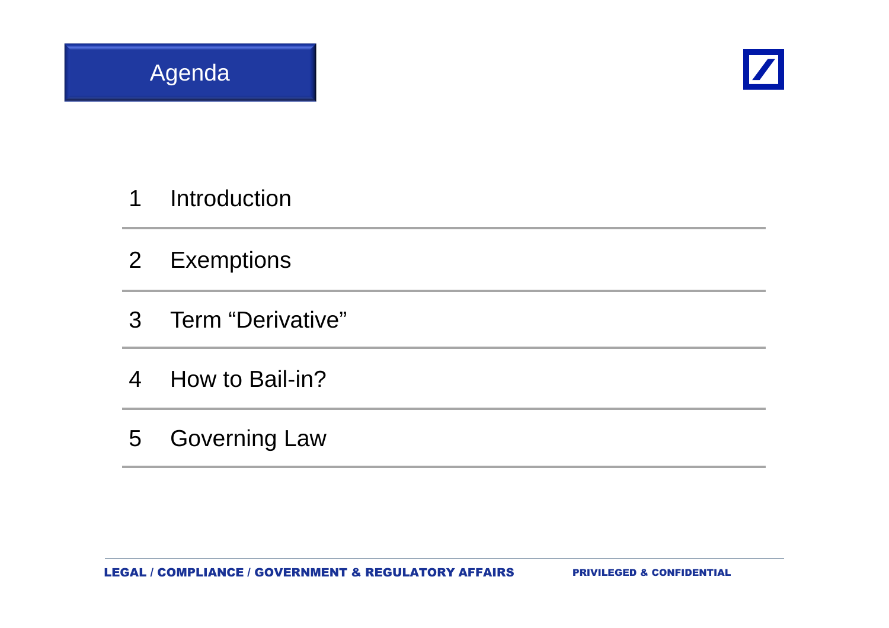# Agenda

1 Introduction

2 Exemptions

3 Term “Derivative”

4 How to Bail-in?

5 Governing Law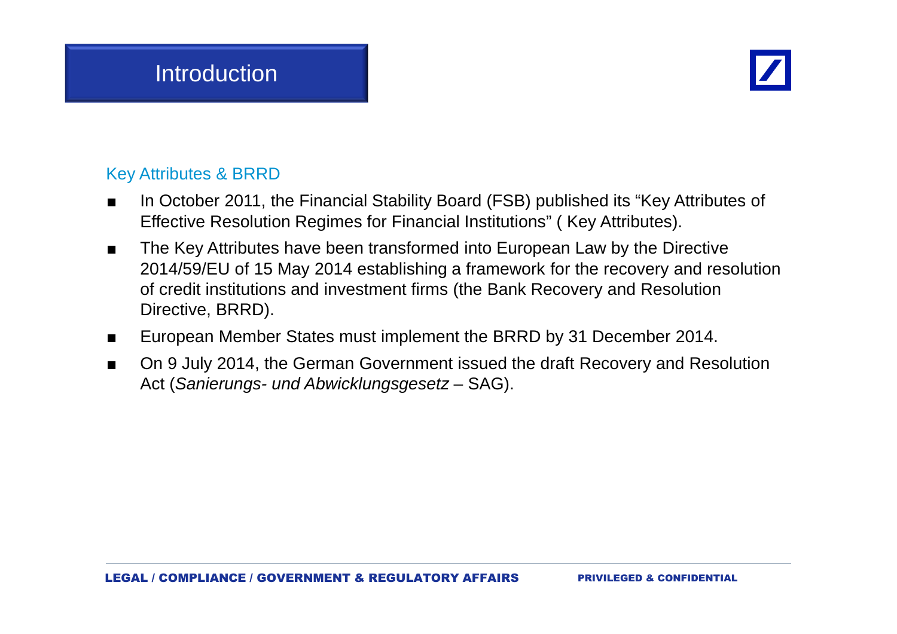# Introduction

## Key Attributes & BRRD

- In October 2011, the Financial Stability Board (FSB) published its “Key Attributes of Effective Resolution Regimes for Financial Institutions” ( Key Attributes).
- The Key Attributes have been transformed into European Law by the Directive 2014/59/EU of 15 May 2014 establishing a framework for the recovery and resolution of credit institutions and investment firms (the Bank Recovery and Resolution Directive, BRRD).
- European Member States must implement the BRRD by 31 December 2014.
- On 9 July 2014, the German Government issued the draft Recovery and Resolution Act (*Sanierungs- und Abwicklungsgesetz* – SAG).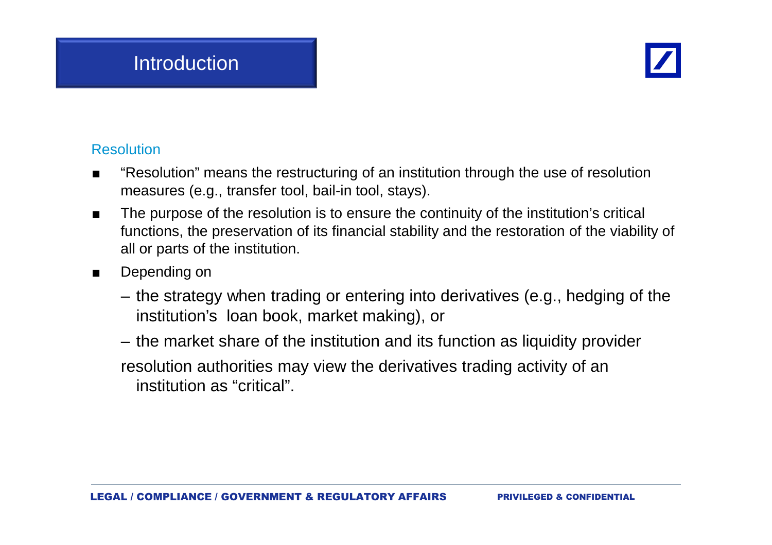# Introduction

## Resolution

- "Resolution" means the restructuring of an institution through the use of resolution measures (e.g., transfer tool, bail-in tool, stays).
- The purpose of the resolution is to ensure the continuity of the institution's critical functions, the preservation of its financial stability and the restoration of the viability of all or parts of the institution.
- Depending on
  - the strategy when trading or entering into derivatives (e.g., hedging of the institution's loan book, market making), or
  - the market share of the institution and its function as liquidity provider

  resolution authorities may view the derivatives trading activity of an institution as "critical".

LEGAL / COMPLIANCE / GOVERNMENT & REGULATORY AFFAIRS — PRIVILEGED & CONFIDENTIAL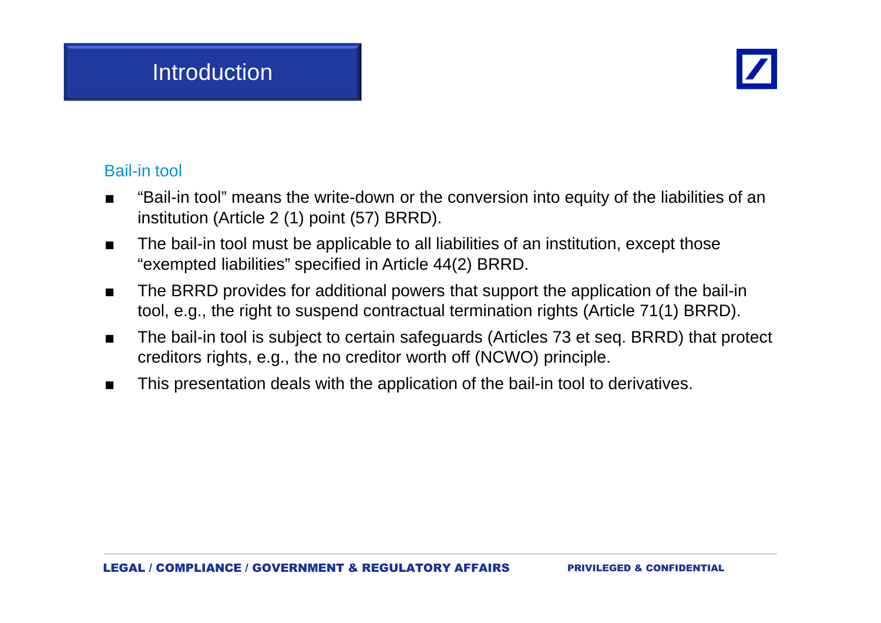# Introduction

## Bail-in tool

- "Bail-in tool" means the write-down or the conversion into equity of the liabilities of an institution (Article 2 (1) point (57) BRRD).
- The bail-in tool must be applicable to all liabilities of an institution, except those "exempted liabilities" specified in Article 44(2) BRRD.
- The BRRD provides for additional powers that support the application of the bail-in tool, e.g., the right to suspend contractual termination rights (Article 71(1) BRRD).
- The bail-in tool is subject to certain safeguards (Articles 73 et seq. BRRD) that protect creditors rights, e.g., the no creditor worth off (NCWO) principle.
- This presentation deals with the application of the bail-in tool to derivatives.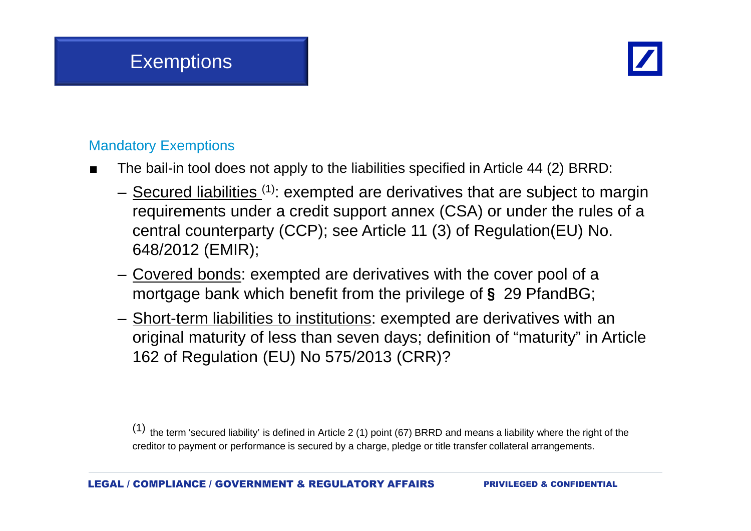# Exemptions

## Mandatory Exemptions

- The bail-in tool does not apply to the liabilities specified in Article 44 (2) BRRD:
  - Secured liabilities [1]: exempted are derivatives that are subject to margin requirements under a credit support annex (CSA) or under the rules of a central counterparty (CCP); see Article 11 (3) of Regulation(EU) No. 648/2012 (EMIR);
  - Covered bonds: exempted are derivatives with the cover pool of a mortgage bank which benefit from the privilege of § 29 PfandBG;
  - Short-term liabilities to institutions: exempted are derivatives with an original maturity of less than seven days; definition of "maturity" in Article 162 of Regulation (EU) No 575/2013 (CRR)?

[1] the term 'secured liability' is defined in Article 2 (1) point (67) BRRD and means a liability where the right of the creditor to payment or performance is secured by a charge, pledge or title transfer collateral arrangements.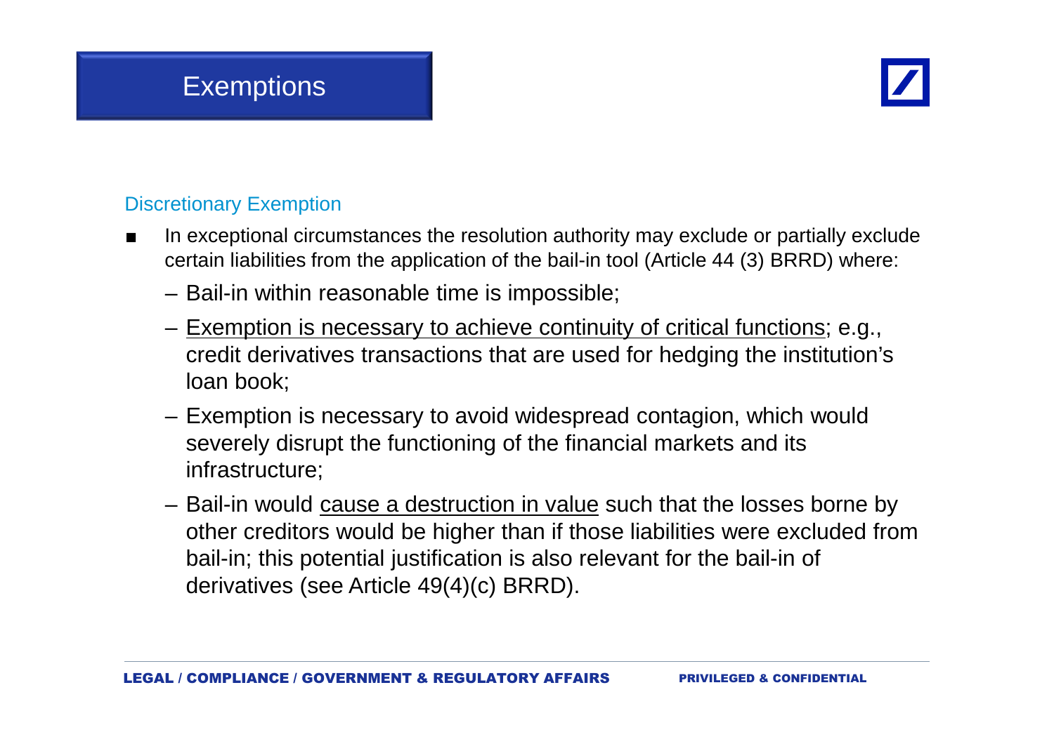# Exemptions

### Discretionary Exemption

- In exceptional circumstances the resolution authority may exclude or partially exclude certain liabilities from the application of the bail-in tool (Article 44 (3) BRRD) where:
  - Bail-in within reasonable time is impossible;
  - <u>Exemption is necessary to achieve continuity of critical functions</u>; e.g., credit derivatives transactions that are used for hedging the institution's loan book;
  - Exemption is necessary to avoid widespread contagion, which would severely disrupt the functioning of the financial markets and its infrastructure;
  - Bail-in would <u>cause a destruction in value</u> such that the losses borne by other creditors would be higher than if those liabilities were excluded from bail-in; this potential justification is also relevant for the bail-in of derivatives (see Article 49(4)(c) BRRD).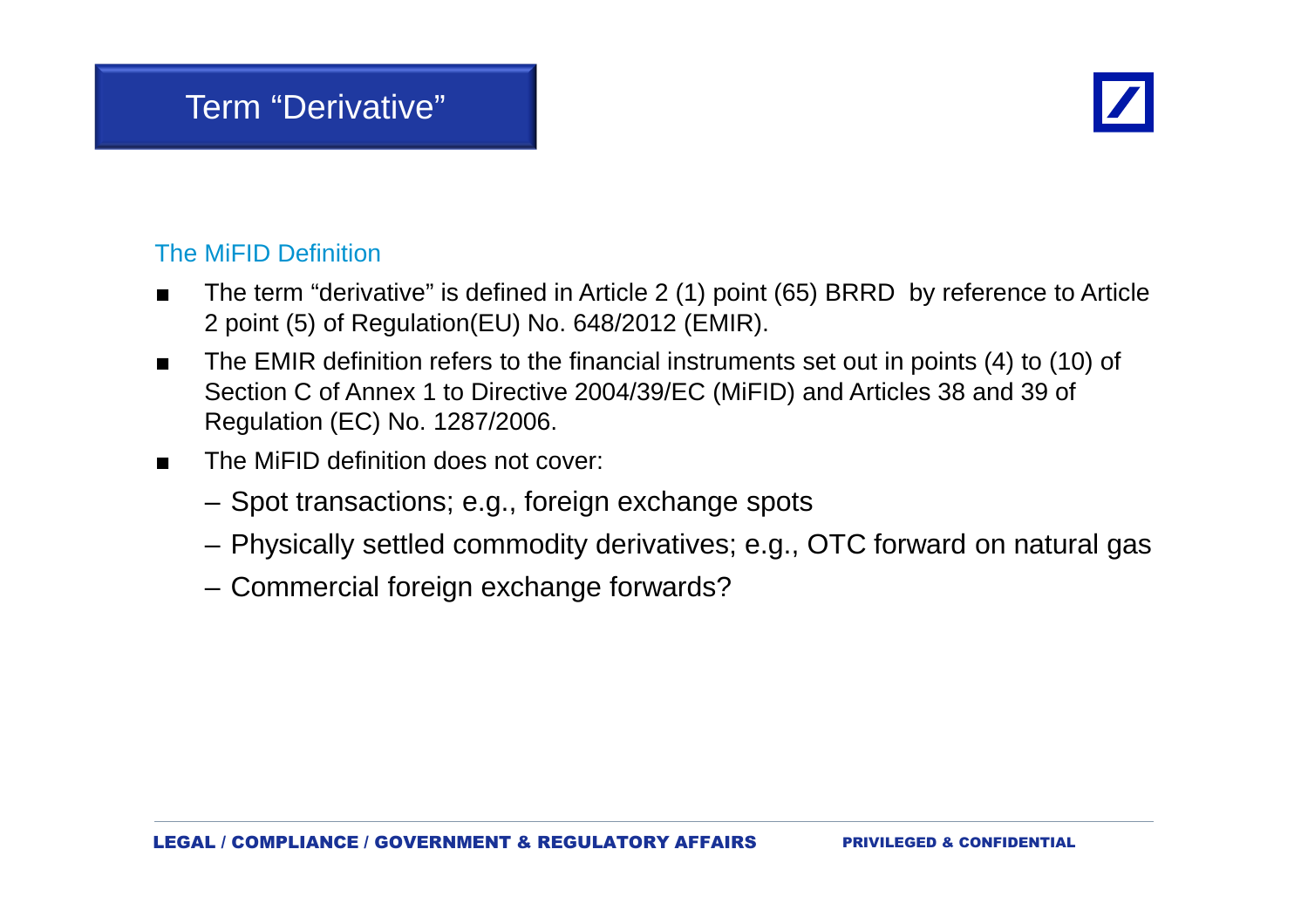# Term “Derivative”

## The MiFID Definition

- The term “derivative” is defined in Article 2 (1) point (65) BRRD  by reference to Article 2 point (5) of Regulation(EU) No. 648/2012 (EMIR).
- The EMIR definition refers to the financial instruments set out in points (4) to (10) of Section C of Annex 1 to Directive 2004/39/EC (MiFID) and Articles 38 and 39 of Regulation (EC) No. 1287/2006.
- The MiFID definition does not cover:
  - Spot transactions; e.g., foreign exchange spots
  - Physically settled commodity derivatives; e.g., OTC forward on natural gas
  - Commercial foreign exchange forwards?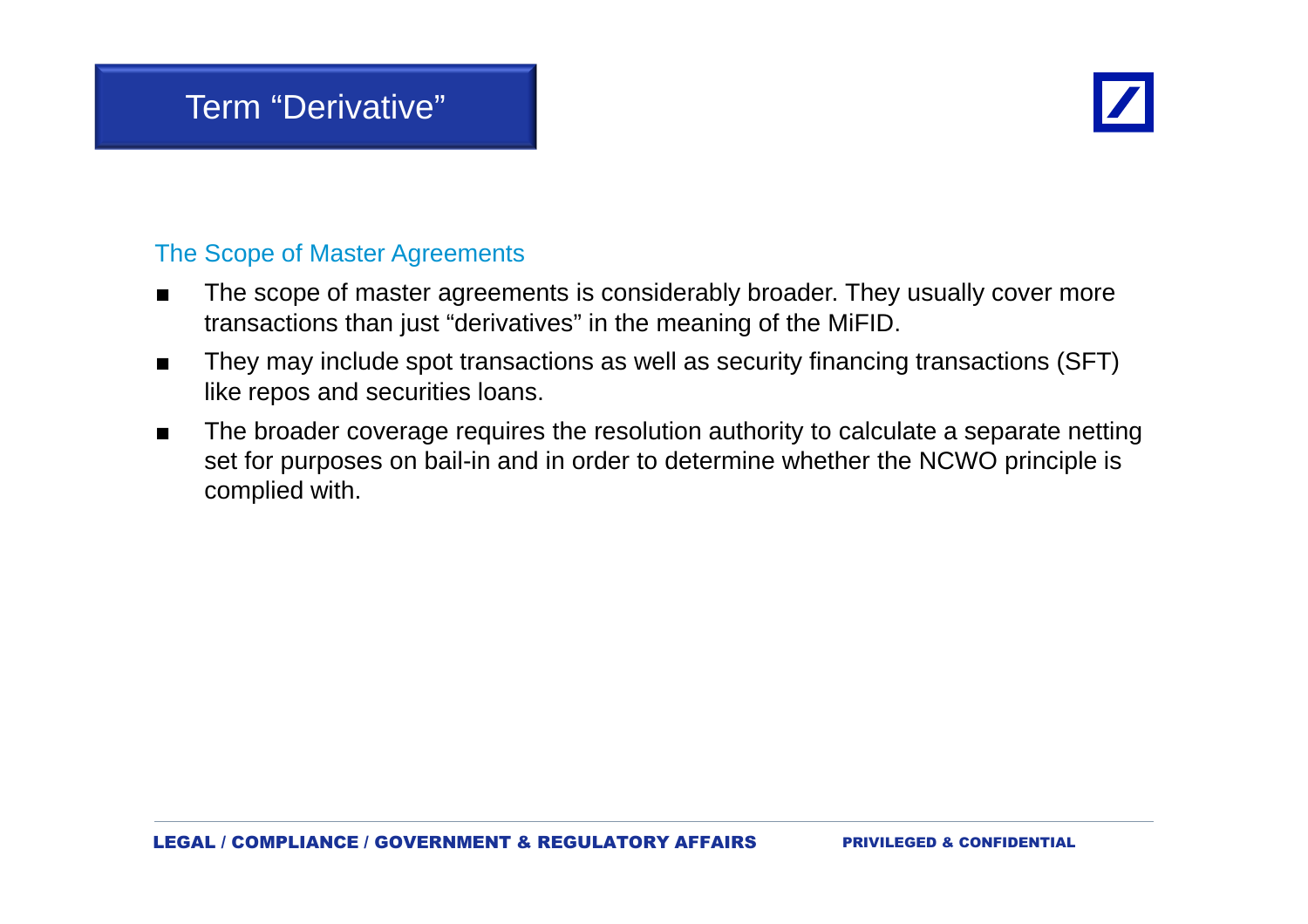# Term “Derivative”

## The Scope of Master Agreements

- The scope of master agreements is considerably broader. They usually cover more transactions than just “derivatives” in the meaning of the MiFID.
- They may include spot transactions as well as security financing transactions (SFT) like repos and securities loans.
- The broader coverage requires the resolution authority to calculate a separate netting set for purposes on bail-in and in order to determine whether the NCWO principle is complied with.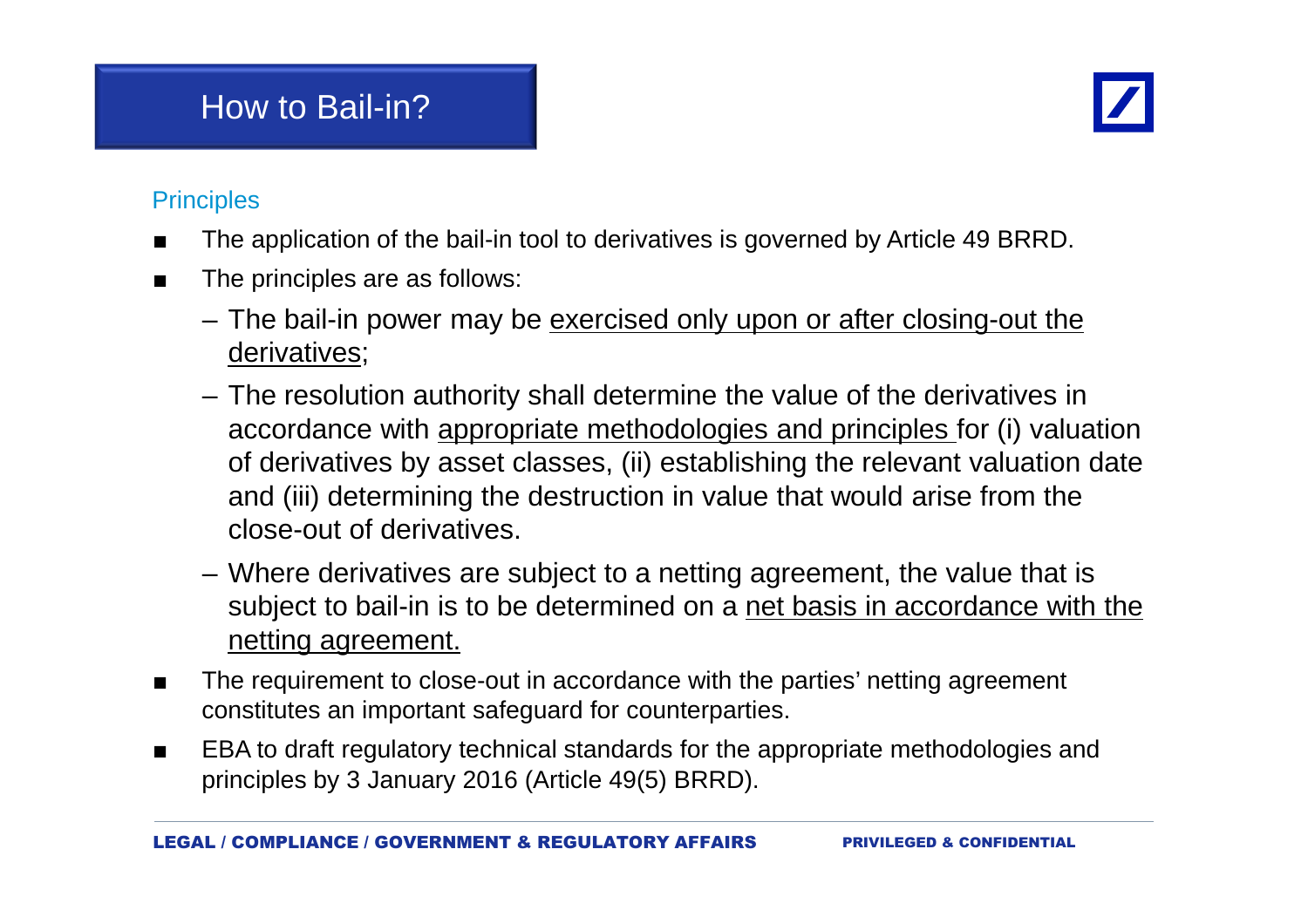# How to Bail-in?

## Principles

- The application of the bail-in tool to derivatives is governed by Article 49 BRRD.
- The principles are as follows:
  - The bail-in power may be exercised only upon or after closing-out the derivatives;
  - The resolution authority shall determine the value of the derivatives in accordance with appropriate methodologies and principles for (i) valuation of derivatives by asset classes, (ii) establishing the relevant valuation date and (iii) determining the destruction in value that would arise from the close-out of derivatives.
  - Where derivatives are subject to a netting agreement, the value that is subject to bail-in is to be determined on a net basis in accordance with the netting agreement.
- The requirement to close-out in accordance with the parties' netting agreement constitutes an important safeguard for counterparties.
- EBA to draft regulatory technical standards for the appropriate methodologies and principles by 3 January 2016 (Article 49(5) BRRD).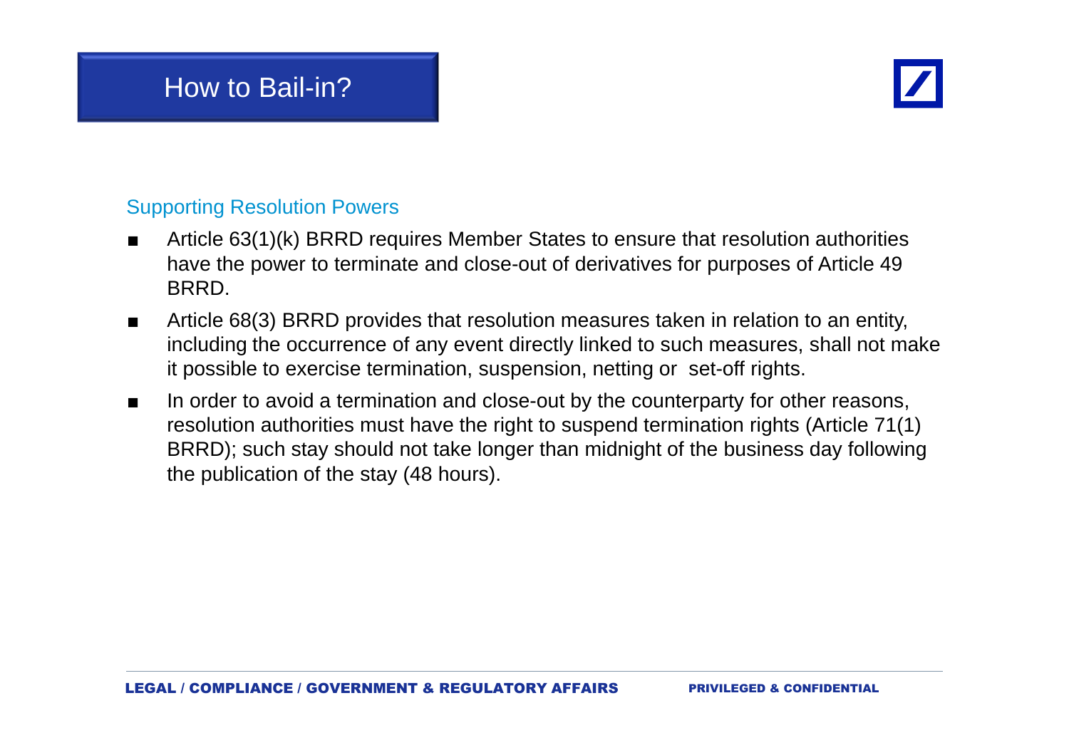# How to Bail-in?

## Supporting Resolution Powers

- Article 63(1)(k) BRRD requires Member States to ensure that resolution authorities have the power to terminate and close-out of derivatives for purposes of Article 49 BRRD.
- Article 68(3) BRRD provides that resolution measures taken in relation to an entity, including the occurrence of any event directly linked to such measures, shall not make it possible to exercise termination, suspension, netting or set-off rights.
- In order to avoid a termination and close-out by the counterparty for other reasons, resolution authorities must have the right to suspend termination rights (Article 71(1) BRRD); such stay should not take longer than midnight of the business day following the publication of the stay (48 hours).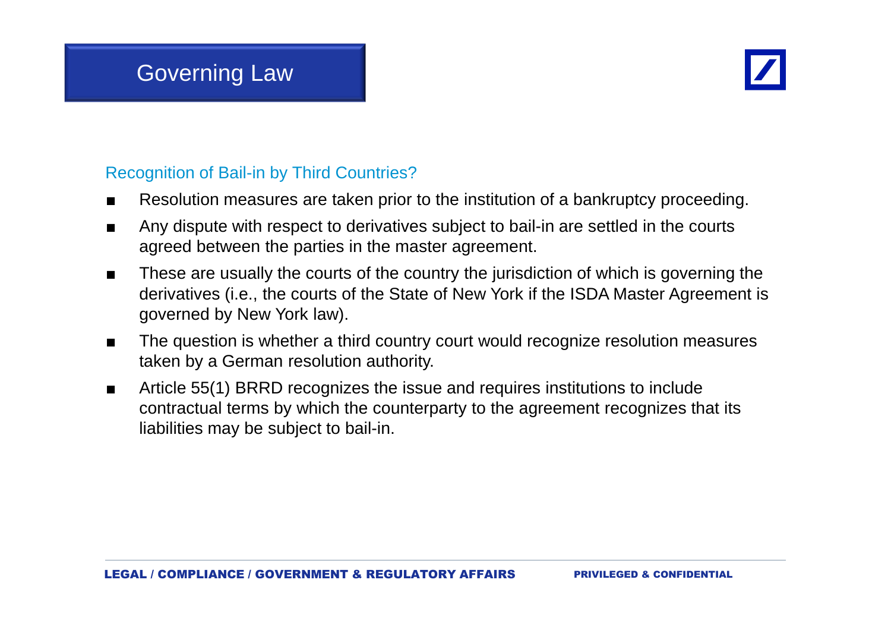# Governing Law

## Recognition of Bail-in by Third Countries?

- Resolution measures are taken prior to the institution of a bankruptcy proceeding.
- Any dispute with respect to derivatives subject to bail-in are settled in the courts agreed between the parties in the master agreement.
- These are usually the courts of the country the jurisdiction of which is governing the derivatives (i.e., the courts of the State of New York if the ISDA Master Agreement is governed by New York law).
- The question is whether a third country court would recognize resolution measures taken by a German resolution authority.
- Article 55(1) BRRD recognizes the issue and requires institutions to include contractual terms by which the counterparty to the agreement recognizes that its liabilities may be subject to bail-in.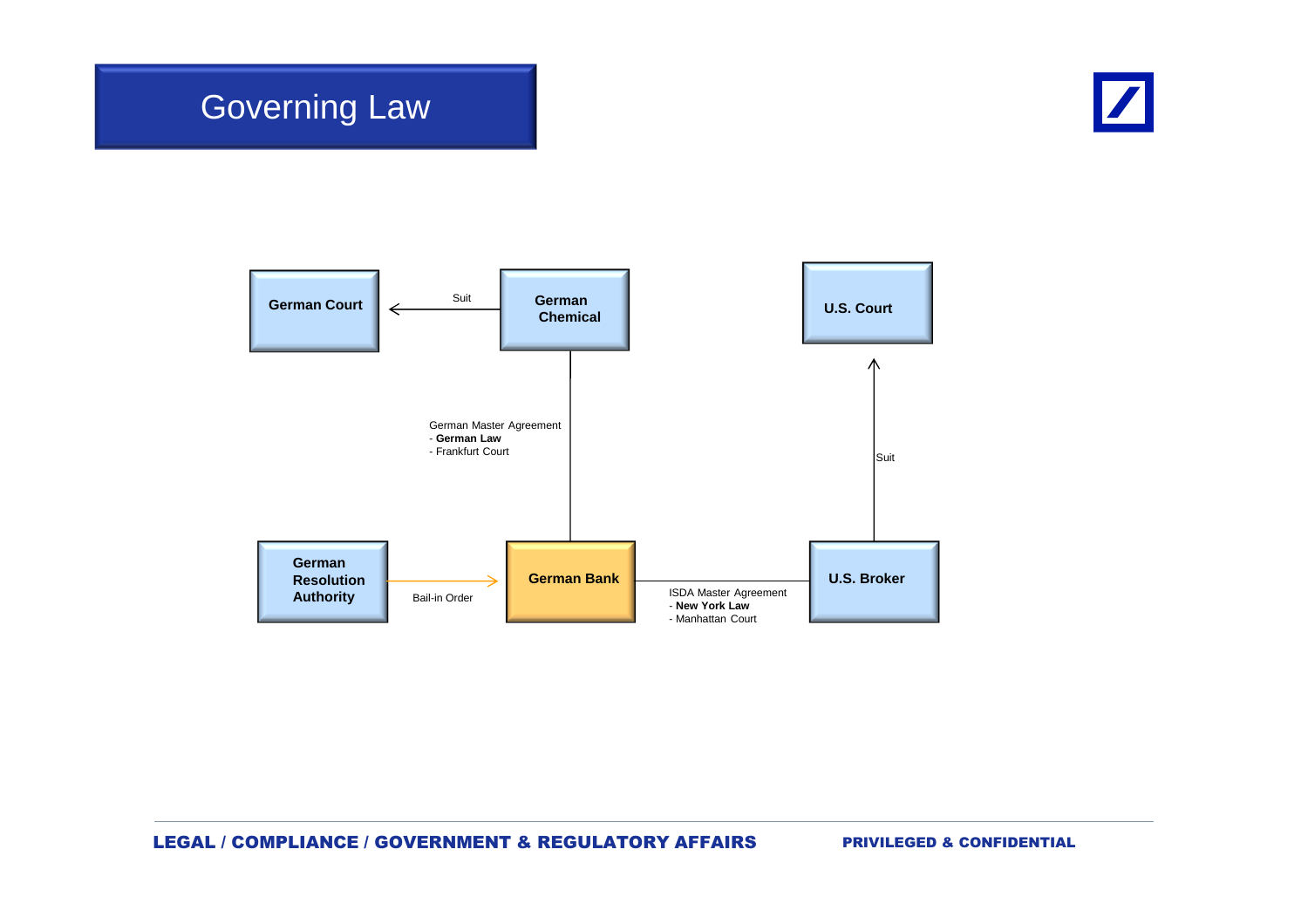# Governing Law

German Court

Suit

German Chemical

U.S. Court

German Master Agreement
- **German Law**
- Frankfurt Court

Suit

German Resolution Authority

Bail-in Order

German Bank

ISDA Master Agreement
- **New York Law**
- Manhattan Court

U.S. Broker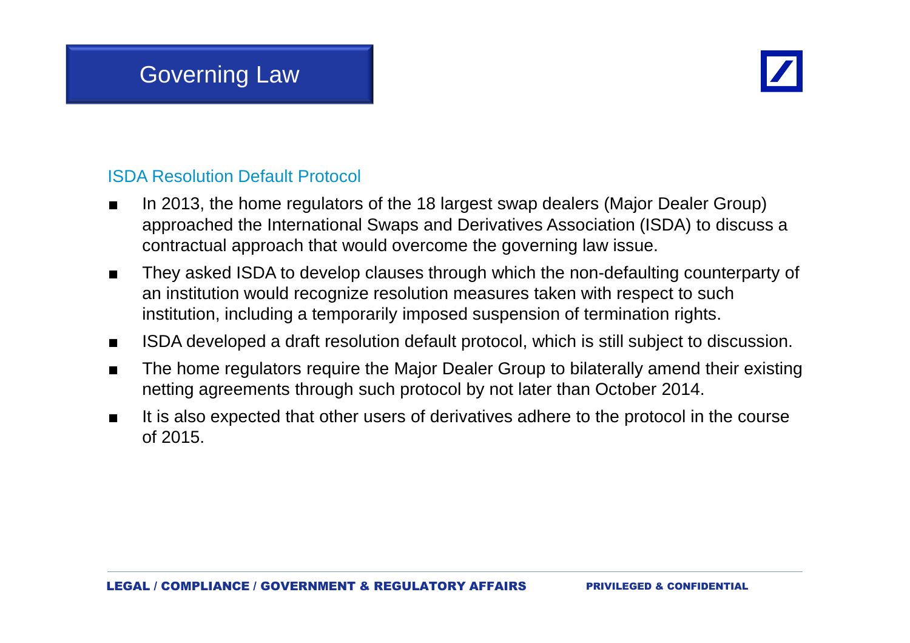# Governing Law

## ISDA Resolution Default Protocol

- In 2013, the home regulators of the 18 largest swap dealers (Major Dealer Group) approached the International Swaps and Derivatives Association (ISDA) to discuss a contractual approach that would overcome the governing law issue.
- They asked ISDA to develop clauses through which the non-defaulting counterparty of an institution would recognize resolution measures taken with respect to such institution, including a temporarily imposed suspension of termination rights.
- ISDA developed a draft resolution default protocol, which is still subject to discussion.
- The home regulators require the Major Dealer Group to bilaterally amend their existing netting agreements through such protocol by not later than October 2014.
- It is also expected that other users of derivatives adhere to the protocol in the course of 2015.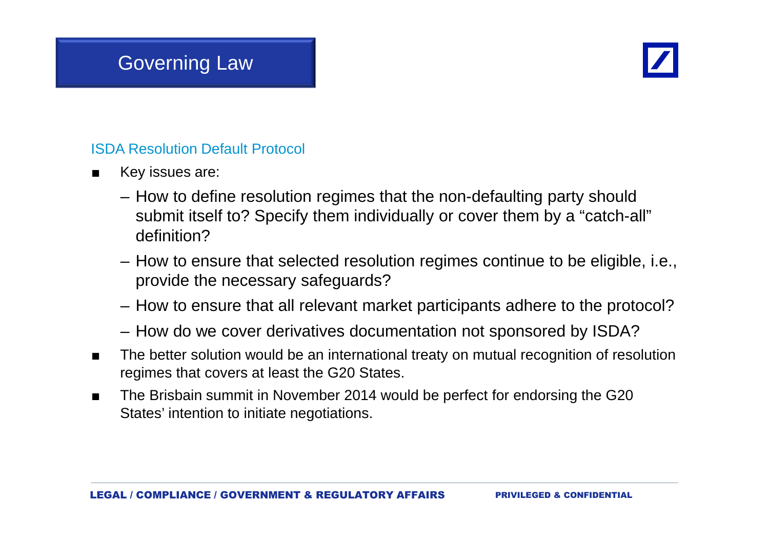# Governing Law

### ISDA Resolution Default Protocol

- Key issues are:
  - How to define resolution regimes that the non-defaulting party should submit itself to? Specify them individually or cover them by a "catch-all" definition?
  - How to ensure that selected resolution regimes continue to be eligible, i.e., provide the necessary safeguards?
  - How to ensure that all relevant market participants adhere to the protocol?
  - How do we cover derivatives documentation not sponsored by ISDA?
- The better solution would be an international treaty on mutual recognition of resolution regimes that covers at least the G20 States.
- The Brisbain summit in November 2014 would be perfect for endorsing the G20 States' intention to initiate negotiations.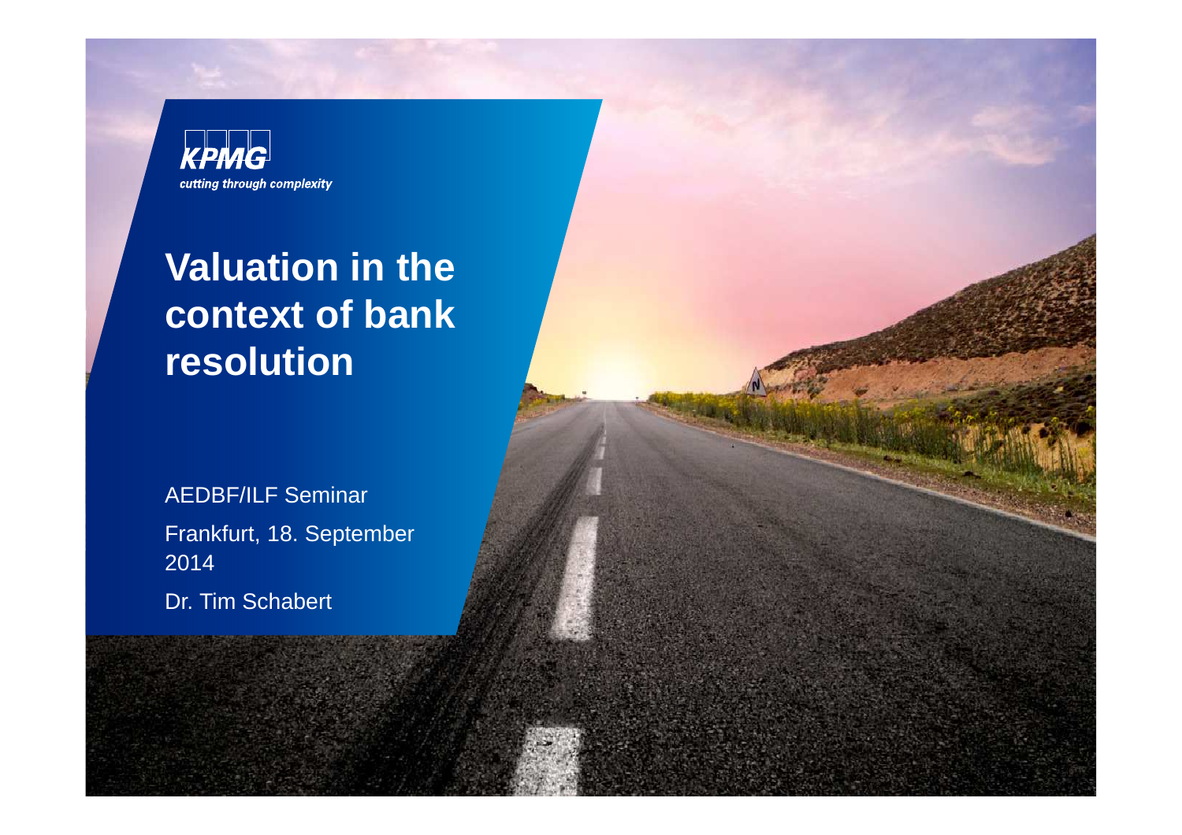KPMG

*cutting through complexity*

# Valuation in the context of bank resolution

AEDBF/ILF Seminar

Frankfurt, 18. September 2014

Dr. Tim Schabert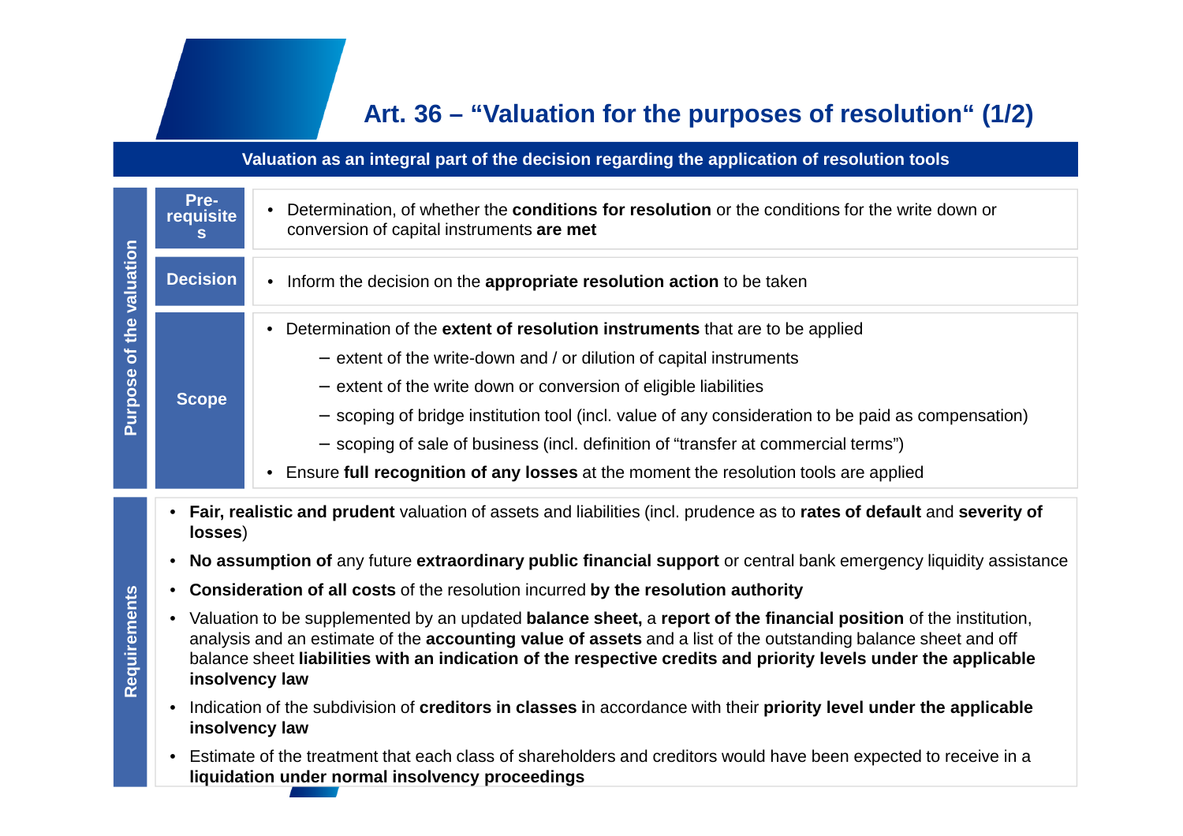# Art. 36 – "Valuation for the purposes of resolution" (1/2)

**Valuation as an integral part of the decision regarding the application of resolution tools**

## Purpose of the valuation

| | |
|---|---|
| **Pre-requisites** | • Determination, of whether the **conditions for resolution** or the conditions for the write down or conversion of capital instruments **are met** |
| **Decision** | • Inform the decision on the **appropriate resolution action** to be taken |
| **Scope** | • Determination of the **extent of resolution instruments** that are to be applied<br>– extent of the write-down and / or dilution of capital instruments<br>– extent of the write down or conversion of eligible liabilities<br>– scoping of bridge institution tool (incl. value of any consideration to be paid as compensation)<br>– scoping of sale of business (incl. definition of "transfer at commercial terms")<br>• Ensure **full recognition of any losses** at the moment the resolution tools are applied |

## Requirements

- **Fair, realistic and prudent** valuation of assets and liabilities (incl. prudence as to **rates of default** and **severity of losses**)
- **No assumption of** any future **extraordinary public financial support** or central bank emergency liquidity assistance
- **Consideration of all costs** of the resolution incurred **by the resolution authority**
- Valuation to be supplemented by an updated **balance sheet,** a **report of the financial position** of the institution, analysis and an estimate of the **accounting value of assets** and a list of the outstanding balance sheet and off balance sheet **liabilities with an indication of the respective credits and priority levels under the applicable insolvency law**
- Indication of the subdivision of **creditors in classes i**n accordance with their **priority level under the applicable insolvency law**
- Estimate of the treatment that each class of shareholders and creditors would have been expected to receive in a **liquidation under normal insolvency proceedings**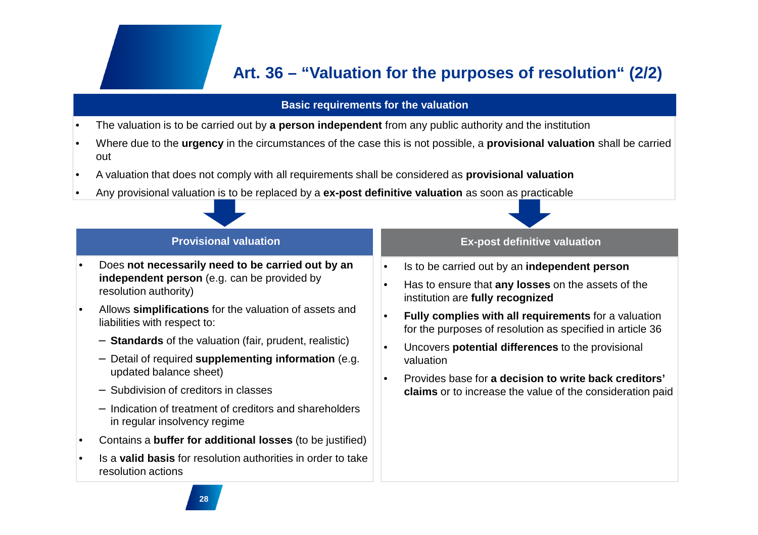# Art. 36 – "Valuation for the purposes of resolution" (2/2)

## Basic requirements for the valuation

- The valuation is to be carried out by **a person independent** from any public authority and the institution
- Where due to the **urgency** in the circumstances of the case this is not possible, a **provisional valuation** shall be carried out
- A valuation that does not comply with all requirements shall be considered as **provisional valuation**
- Any provisional valuation is to be replaced by a **ex-post definitive valuation** as soon as practicable

### Provisional valuation

- Does **not necessarily need to be carried out by an independent person** (e.g. can be provided by resolution authority)
- Allows **simplifications** for the valuation of assets and liabilities with respect to:
  - **Standards** of the valuation (fair, prudent, realistic)
  - Detail of required **supplementing information** (e.g. updated balance sheet)
  - Subdivision of creditors in classes
  - Indication of treatment of creditors and shareholders in regular insolvency regime
- Contains a **buffer for additional losses** (to be justified)
- Is a **valid basis** for resolution authorities in order to take resolution actions

### Ex-post definitive valuation

- Is to be carried out by an **independent person**
- Has to ensure that **any losses** on the assets of the institution are **fully recognized**
- **Fully complies with all requirements** for a valuation for the purposes of resolution as specified in article 36
- Uncovers **potential differences** to the provisional valuation
- Provides base for **a decision to write back creditors' claims** or to increase the value of the consideration paid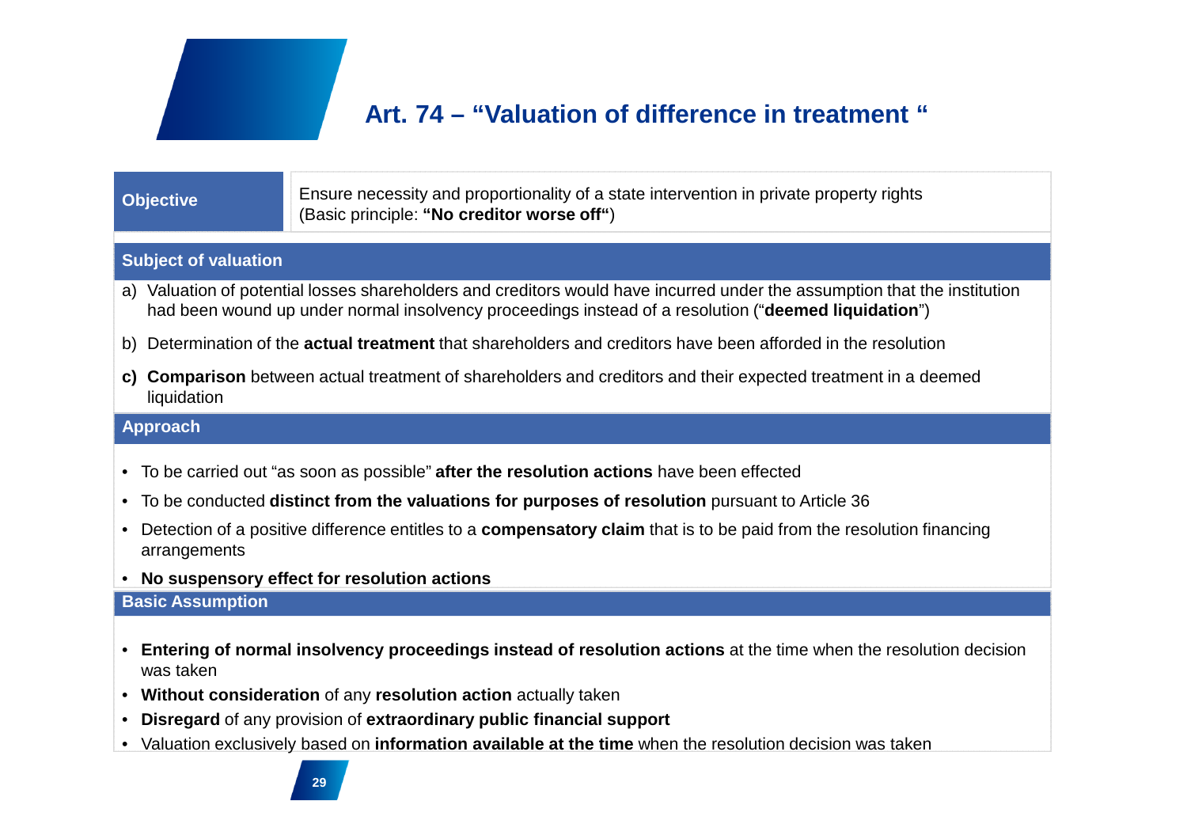# Art. 74 – “Valuation of difference in treatment “

| Objective | Ensure necessity and proportionality of a state intervention in private property rights (Basic principle: **“No creditor worse off“**) |
|---|---|

## Subject of valuation

a) Valuation of potential losses shareholders and creditors would have incurred under the assumption that the institution had been wound up under normal insolvency proceedings instead of a resolution (“**deemed liquidation**”)

b) Determination of the **actual treatment** that shareholders and creditors have been afforded in the resolution

**c)** **Comparison** between actual treatment of shareholders and creditors and their expected treatment in a deemed liquidation

## Approach

- To be carried out “as soon as possible” **after the resolution actions** have been effected
- To be conducted **distinct from the valuations for purposes of resolution** pursuant to Article 36
- Detection of a positive difference entitles to a **compensatory claim** that is to be paid from the resolution financing arrangements
- **No suspensory effect for resolution actions**

## Basic Assumption

- **Entering of normal insolvency proceedings instead of resolution actions** at the time when the resolution decision was taken
- **Without consideration** of any **resolution action** actually taken
- **Disregard** of any provision of **extraordinary public financial support**
- Valuation exclusively based on **information available at the time** when the resolution decision was taken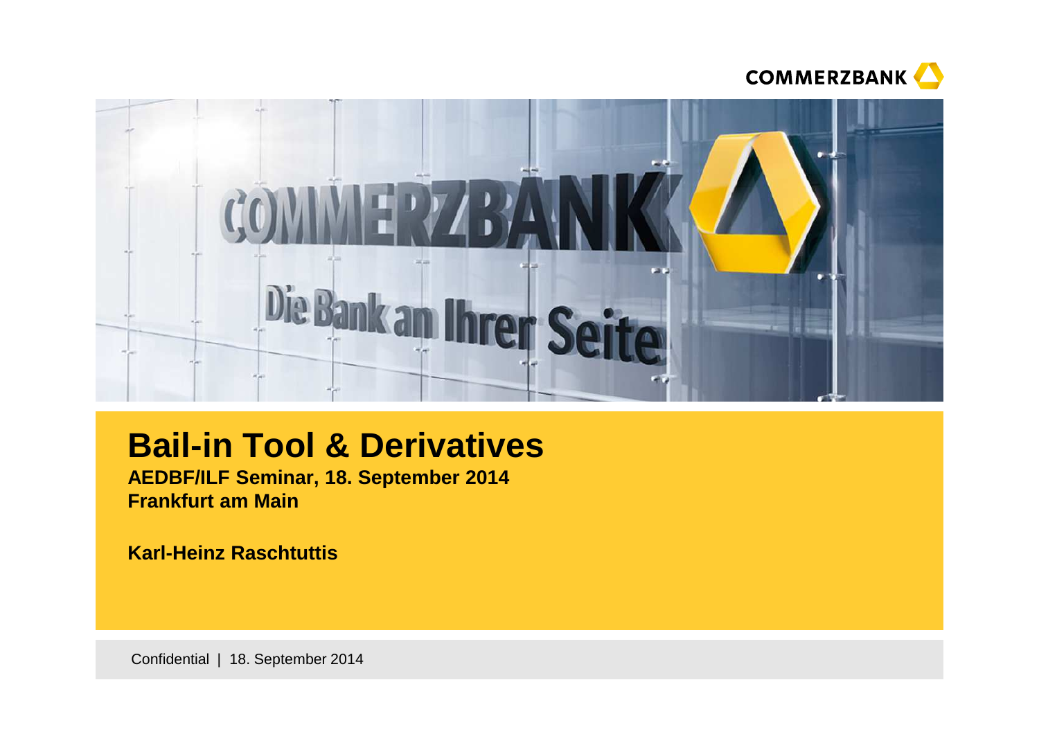# Bail-in Tool & Derivatives

**AEDBF/ILF Seminar, 18. September 2014**
**Frankfurt am Main**

**Karl-Heinz Raschtuttis**

Confidential | 18. September 2014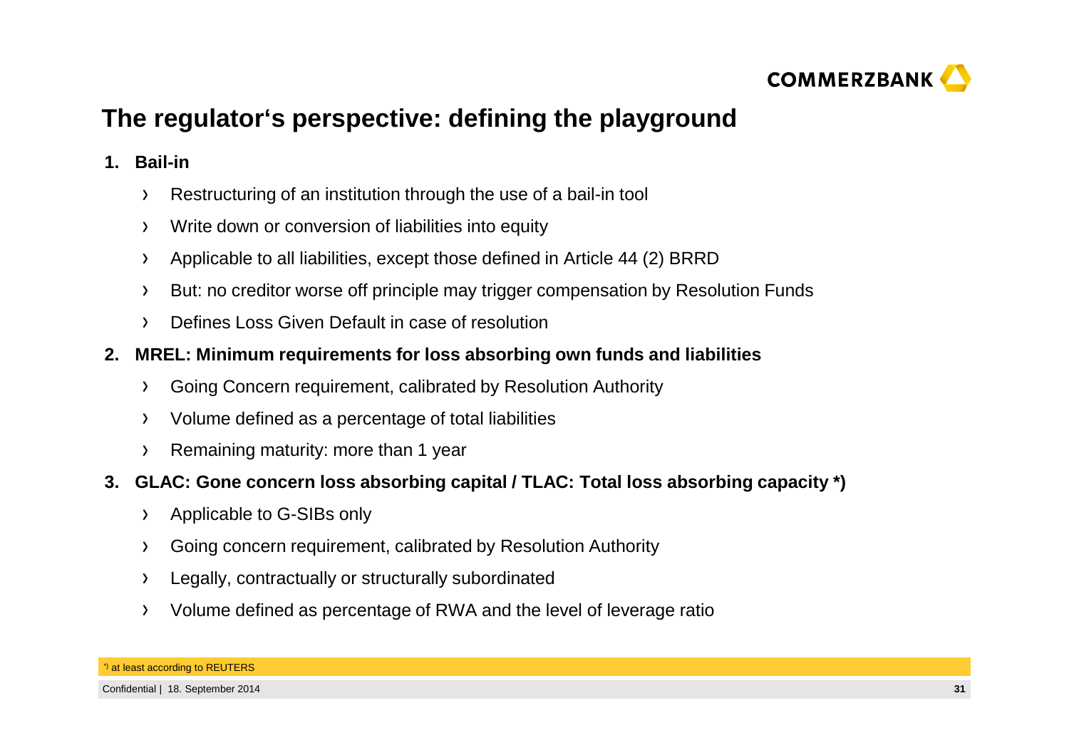# The regulator‘s perspective: defining the playground

1. **Bail-in**
   - Restructuring of an institution through the use of a bail-in tool
   - Write down or conversion of liabilities into equity
   - Applicable to all liabilities, except those defined in Article 44 (2) BRRD
   - But: no creditor worse off principle may trigger compensation by Resolution Funds
   - Defines Loss Given Default in case of resolution
2. **MREL: Minimum requirements for loss absorbing own funds and liabilities**
   - Going Concern requirement, calibrated by Resolution Authority
   - Volume defined as a percentage of total liabilities
   - Remaining maturity: more than 1 year
3. **GLAC: Gone concern loss absorbing capital / TLAC: Total loss absorbing capacity *)**
   - Applicable to G-SIBs only
   - Going concern requirement, calibrated by Resolution Authority
   - Legally, contractually or structurally subordinated
   - Volume defined as percentage of RWA and the level of leverage ratio

*) at least according to REUTERS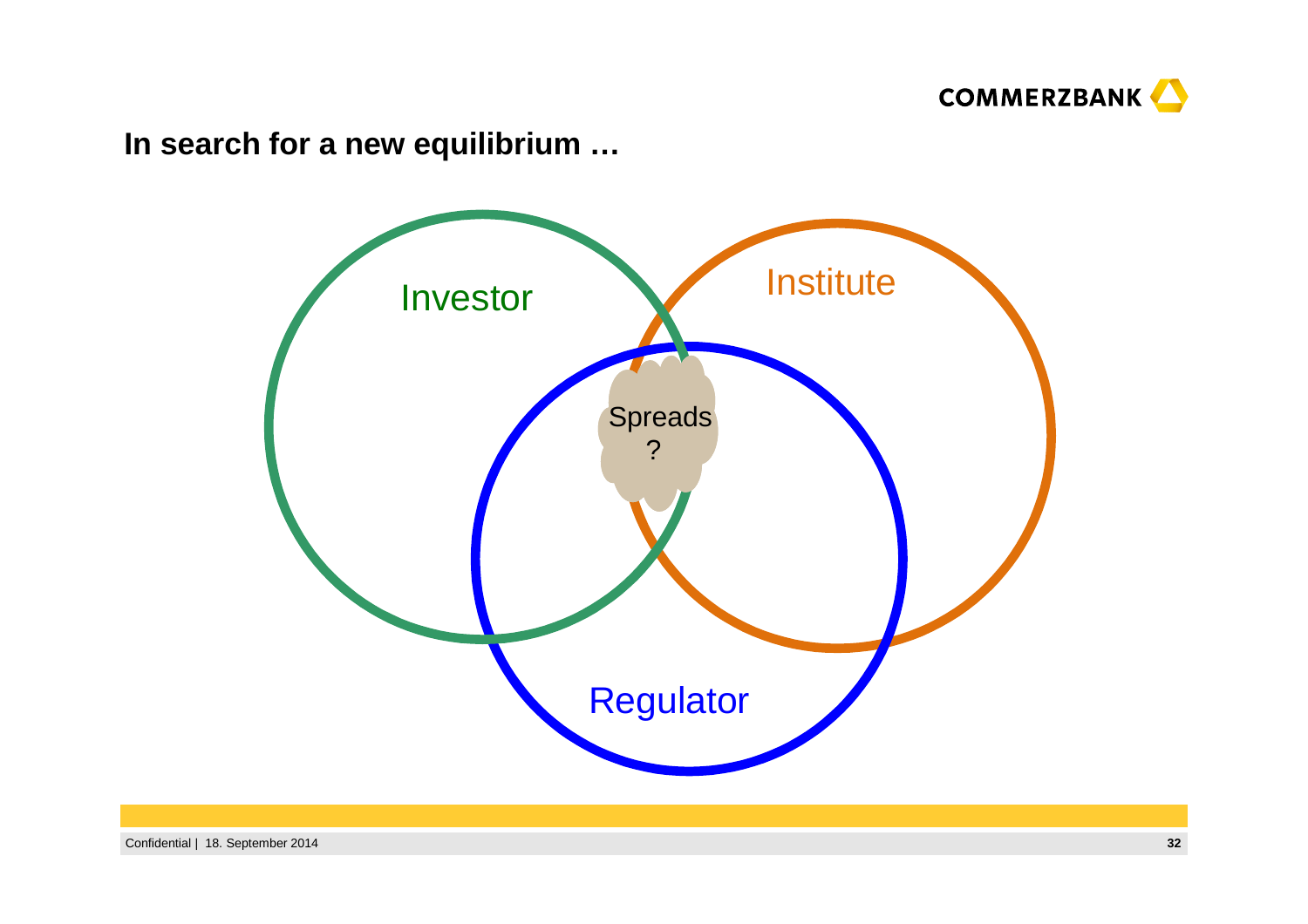## In search for a new equilibrium …

Investor

Institute

Regulator

Spreads ?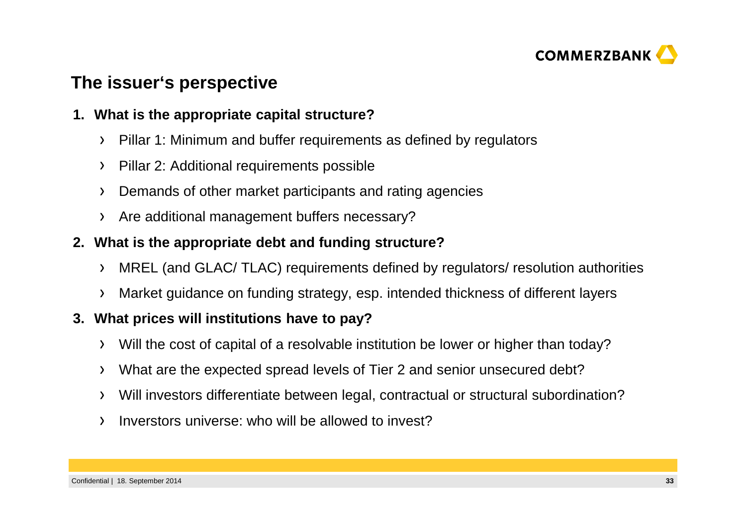## The issuer‘s perspective

1. **What is the appropriate capital structure?**
   - Pillar 1: Minimum and buffer requirements as defined by regulators
   - Pillar 2: Additional requirements possible
   - Demands of other market participants and rating agencies
   - Are additional management buffers necessary?
2. **What is the appropriate debt and funding structure?**
   - MREL (and GLAC/ TLAC) requirements defined by regulators/ resolution authorities
   - Market guidance on funding strategy, esp. intended thickness of different layers
3. **What prices will institutions have to pay?**
   - Will the cost of capital of a resolvable institution be lower or higher than today?
   - What are the expected spread levels of Tier 2 and senior unsecured debt?
   - Will investors differentiate between legal, contractual or structural subordination?
   - Inverstors universe: who will be allowed to invest?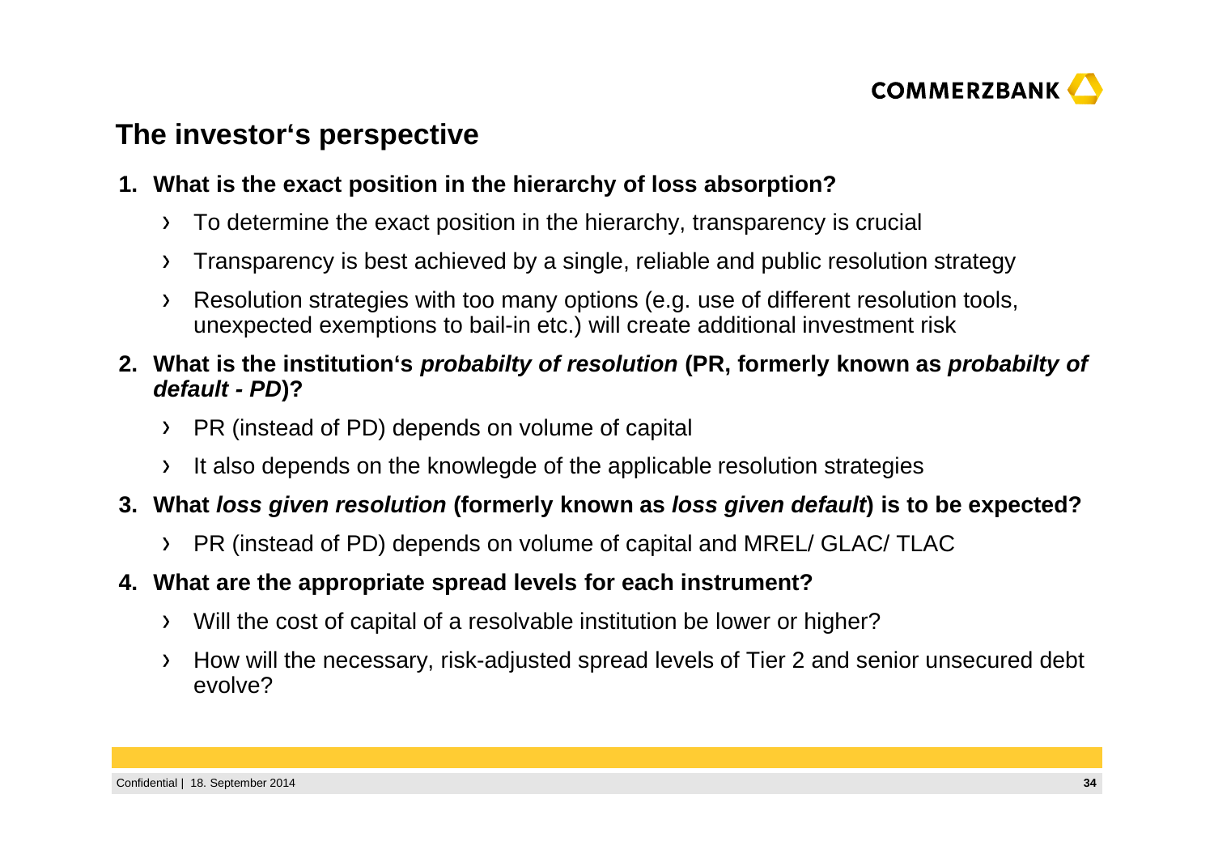# The investor‘s perspective

1. **What is the exact position in the hierarchy of loss absorption?**
   - To determine the exact position in the hierarchy, transparency is crucial
   - Transparency is best achieved by a single, reliable and public resolution strategy
   - Resolution strategies with too many options (e.g. use of different resolution tools, unexpected exemptions to bail-in etc.) will create additional investment risk
2. **What is the institution‘s *probabilty of resolution* (PR, formerly known as *probabilty of default - PD*)?**
   - PR (instead of PD) depends on volume of capital
   - It also depends on the knowlegde of the applicable resolution strategies
3. **What *loss given resolution* (formerly known as *loss given default*) is to be expected?**
   - PR (instead of PD) depends on volume of capital and MREL/ GLAC/ TLAC
4. **What are the appropriate spread levels for each instrument?**
   - Will the cost of capital of a resolvable institution be lower or higher?
   - How will the necessary, risk-adjusted spread levels of Tier 2 and senior unsecured debt evolve?

Confidential | 18. September 2014